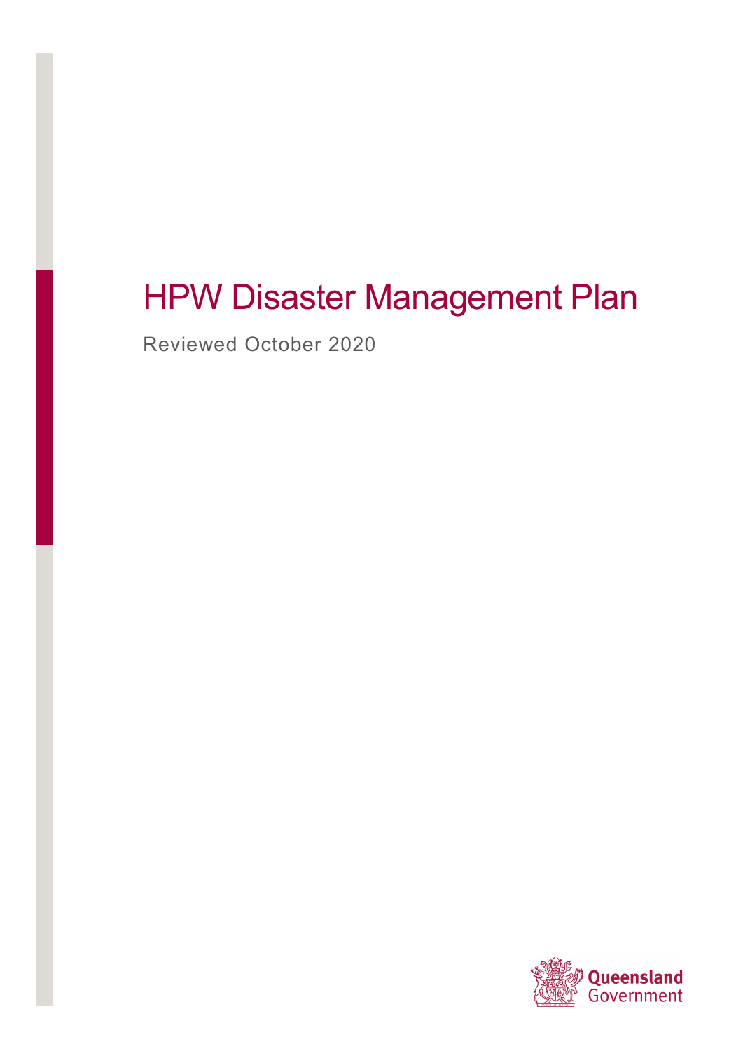# HPW Disaster Management Plan

Reviewed October 2020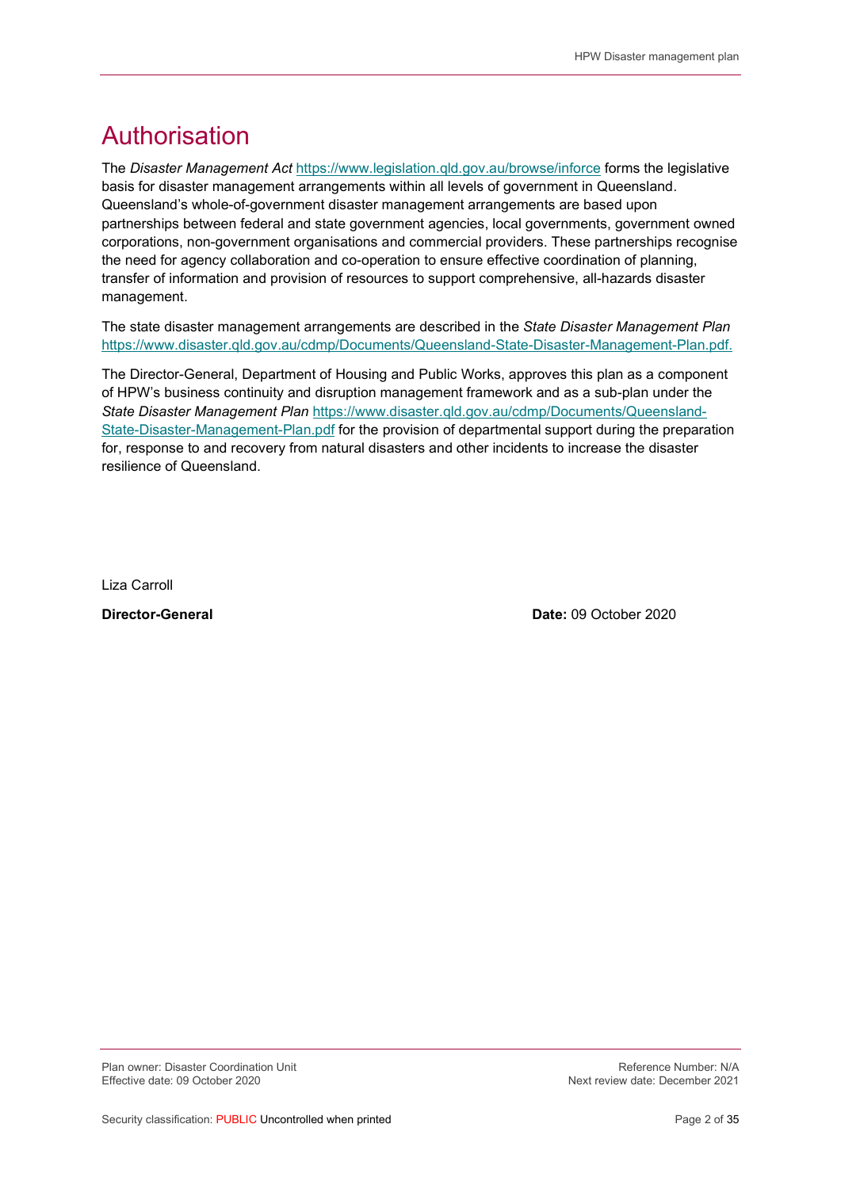# Authorisation

The *Disaster Management Act* https://www.legislation.qld.gov.au/browse/inforce forms the legislative basis for disaster management arrangements within all levels of government in Queensland. Queensland's whole-of-government disaster management arrangements are based upon partnerships between federal and state government agencies, local governments, government owned corporations, non-government organisations and commercial providers. These partnerships recognise the need for agency collaboration and co-operation to ensure effective coordination of planning, transfer of information and provision of resources to support comprehensive, all-hazards disaster management.

The state disaster management arrangements are described in the *State Disaster Management Plan* https://www.disaster.qld.gov.au/cdmp/Documents/Queensland-State-Disaster-Management-Plan.pdf.

The Director-General, Department of Housing and Public Works, approves this plan as a component of HPW's business continuity and disruption management framework and as a sub-plan under the *State Disaster Management Plan* https://www.disaster.qld.gov.au/cdmp/Documents/Queensland-State-Disaster-Management-Plan.pdf for the provision of departmental support during the preparation for, response to and recovery from natural disasters and other incidents to increase the disaster resilience of Queensland.

Liza Carroll

**Director-General** **Date:** 09 October 2020

Plan owner: Disaster Coordination Unit
Effective date: 09 October 2020

Reference Number: N/A
Next review date: December 2021

Security classification: PUBLIC Uncontrolled when printed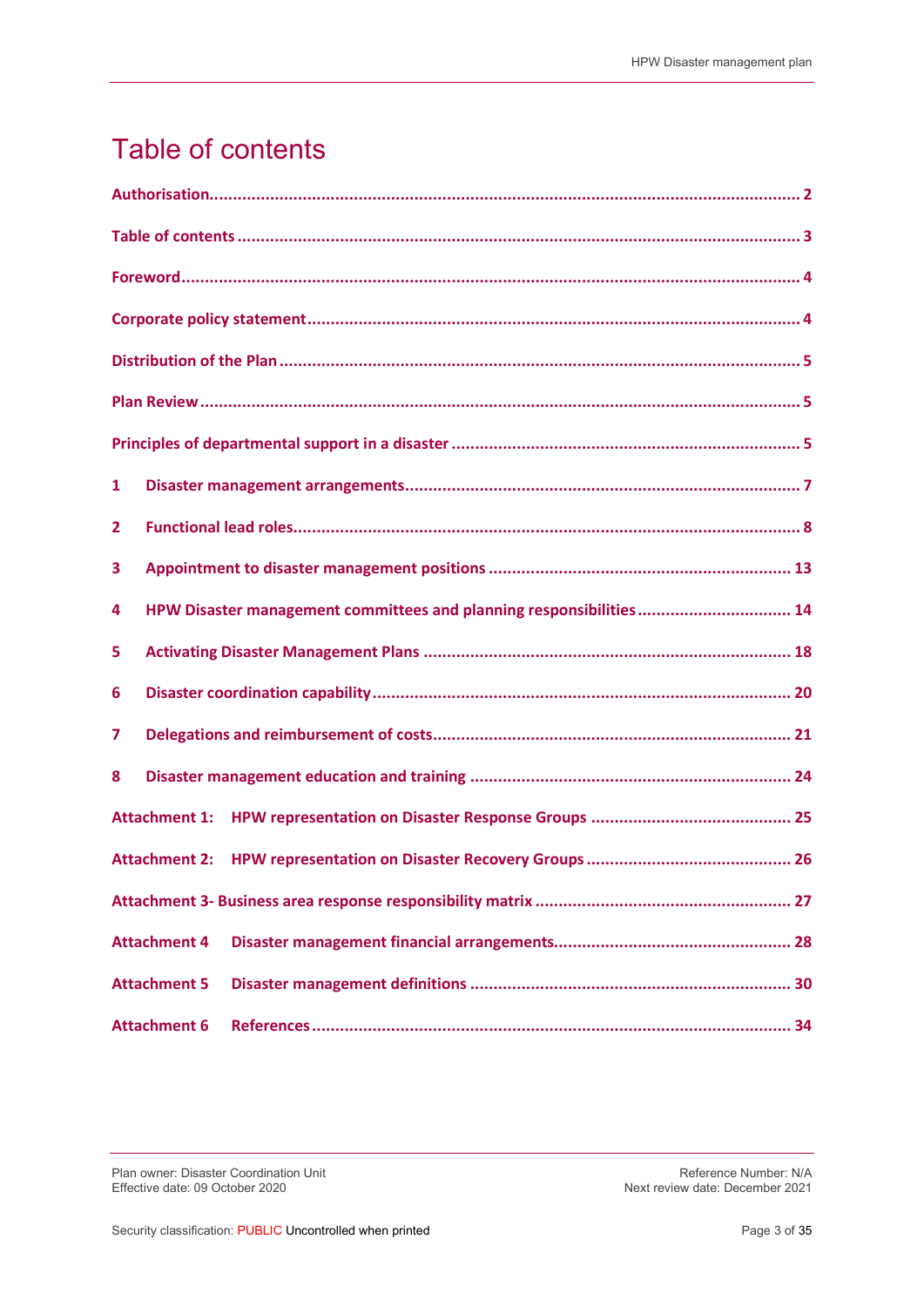# Table of contents

**Authorisation** ... 2

**Table of contents** ... 3

**Foreword** ... 4

**Corporate policy statement** ... 4

**Distribution of the Plan** ... 5

**Plan Review** ... 5

**Principles of departmental support in a disaster** ... 5

**1 Disaster management arrangements** ... 7

**2 Functional lead roles** ... 8

**3 Appointment to disaster management positions** ... 13

**4 HPW Disaster management committees and planning responsibilities** ... 14

**5 Activating Disaster Management Plans** ... 18

**6 Disaster coordination capability** ... 20

**7 Delegations and reimbursement of costs** ... 21

**8 Disaster management education and training** ... 24

**Attachment 1: HPW representation on Disaster Response Groups** ... 25

**Attachment 2: HPW representation on Disaster Recovery Groups** ... 26

**Attachment 3- Business area response responsibility matrix** ... 27

**Attachment 4 Disaster management financial arrangements** ... 28

**Attachment 5 Disaster management definitions** ... 30

**Attachment 6 References** ... 34

Plan owner: Disaster Coordination Unit
Effective date: 09 October 2020

Reference Number: N/A
Next review date: December 2021

Security classification: PUBLIC Uncontrolled when printed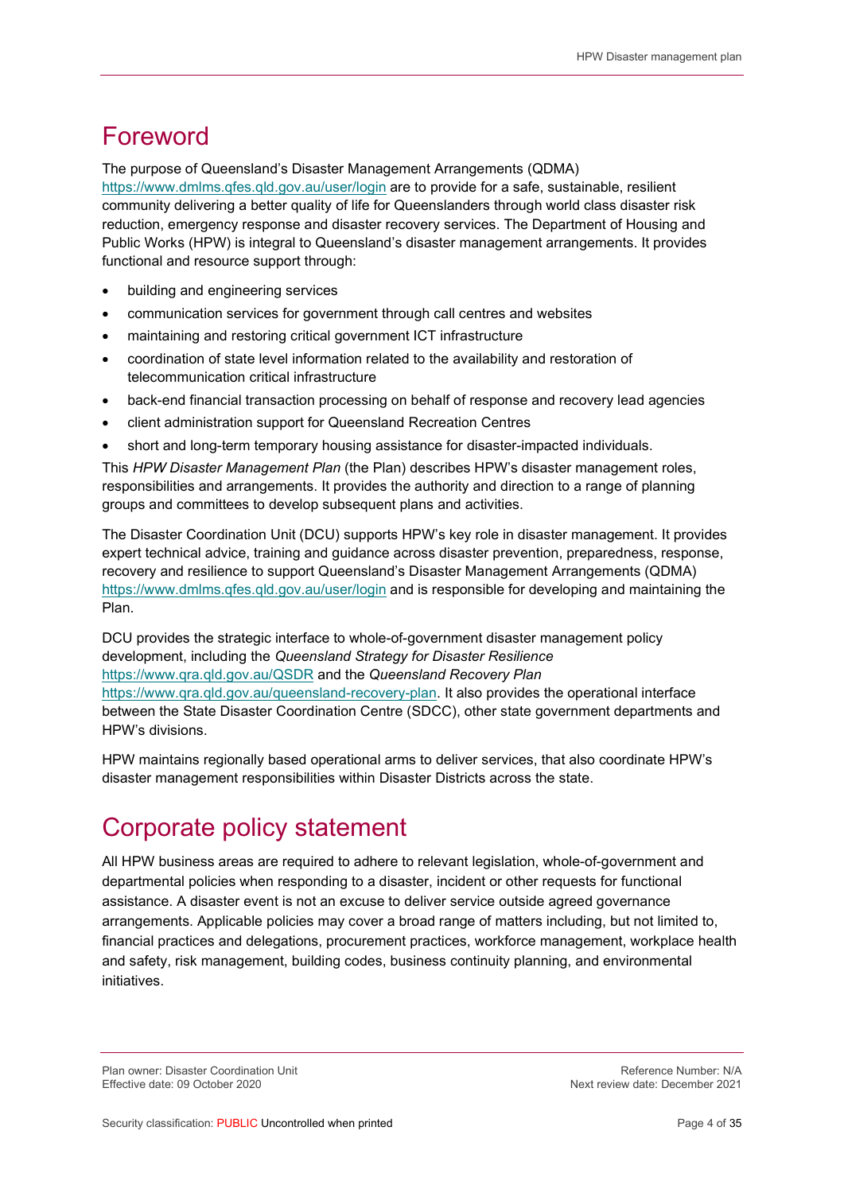# Foreword

The purpose of Queensland's Disaster Management Arrangements (QDMA) https://www.dmlms.qfes.qld.gov.au/user/login are to provide for a safe, sustainable, resilient community delivering a better quality of life for Queenslanders through world class disaster risk reduction, emergency response and disaster recovery services. The Department of Housing and Public Works (HPW) is integral to Queensland's disaster management arrangements. It provides functional and resource support through:

- building and engineering services
- communication services for government through call centres and websites
- maintaining and restoring critical government ICT infrastructure
- coordination of state level information related to the availability and restoration of telecommunication critical infrastructure
- back-end financial transaction processing on behalf of response and recovery lead agencies
- client administration support for Queensland Recreation Centres
- short and long-term temporary housing assistance for disaster-impacted individuals.

This *HPW Disaster Management Plan* (the Plan) describes HPW's disaster management roles, responsibilities and arrangements. It provides the authority and direction to a range of planning groups and committees to develop subsequent plans and activities.

The Disaster Coordination Unit (DCU) supports HPW's key role in disaster management. It provides expert technical advice, training and guidance across disaster prevention, preparedness, response, recovery and resilience to support Queensland's Disaster Management Arrangements (QDMA) https://www.dmlms.qfes.qld.gov.au/user/login and is responsible for developing and maintaining the Plan.

DCU provides the strategic interface to whole-of-government disaster management policy development, including the *Queensland Strategy for Disaster Resilience* https://www.qra.qld.gov.au/QSDR and the *Queensland Recovery Plan* https://www.qra.qld.gov.au/queensland-recovery-plan. It also provides the operational interface between the State Disaster Coordination Centre (SDCC), other state government departments and HPW's divisions.

HPW maintains regionally based operational arms to deliver services, that also coordinate HPW's disaster management responsibilities within Disaster Districts across the state.

# Corporate policy statement

All HPW business areas are required to adhere to relevant legislation, whole-of-government and departmental policies when responding to a disaster, incident or other requests for functional assistance. A disaster event is not an excuse to deliver service outside agreed governance arrangements. Applicable policies may cover a broad range of matters including, but not limited to, financial practices and delegations, procurement practices, workforce management, workplace health and safety, risk management, building codes, business continuity planning, and environmental initiatives.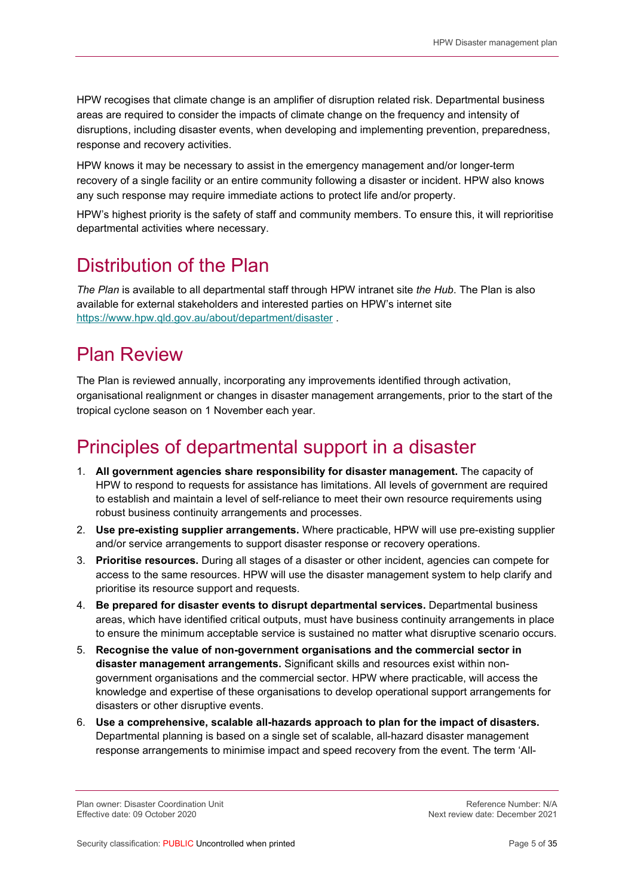HPW recogises that climate change is an amplifier of disruption related risk. Departmental business areas are required to consider the impacts of climate change on the frequency and intensity of disruptions, including disaster events, when developing and implementing prevention, preparedness, response and recovery activities.

HPW knows it may be necessary to assist in the emergency management and/or longer-term recovery of a single facility or an entire community following a disaster or incident. HPW also knows any such response may require immediate actions to protect life and/or property.

HPW's highest priority is the safety of staff and community members. To ensure this, it will reprioritise departmental activities where necessary.

# Distribution of the Plan

*The Plan* is available to all departmental staff through HPW intranet site *the Hub*. The Plan is also available for external stakeholders and interested parties on HPW's internet site https://www.hpw.qld.gov.au/about/department/disaster .

# Plan Review

The Plan is reviewed annually, incorporating any improvements identified through activation, organisational realignment or changes in disaster management arrangements, prior to the start of the tropical cyclone season on 1 November each year.

# Principles of departmental support in a disaster

1. **All government agencies share responsibility for disaster management.** The capacity of HPW to respond to requests for assistance has limitations. All levels of government are required to establish and maintain a level of self-reliance to meet their own resource requirements using robust business continuity arrangements and processes.
2. **Use pre-existing supplier arrangements.** Where practicable, HPW will use pre-existing supplier and/or service arrangements to support disaster response or recovery operations.
3. **Prioritise resources.** During all stages of a disaster or other incident, agencies can compete for access to the same resources. HPW will use the disaster management system to help clarify and prioritise its resource support and requests.
4. **Be prepared for disaster events to disrupt departmental services.** Departmental business areas, which have identified critical outputs, must have business continuity arrangements in place to ensure the minimum acceptable service is sustained no matter what disruptive scenario occurs.
5. **Recognise the value of non-government organisations and the commercial sector in disaster management arrangements.** Significant skills and resources exist within non-government organisations and the commercial sector. HPW where practicable, will access the knowledge and expertise of these organisations to develop operational support arrangements for disasters or other disruptive events.
6. **Use a comprehensive, scalable all-hazards approach to plan for the impact of disasters.** Departmental planning is based on a single set of scalable, all-hazard disaster management response arrangements to minimise impact and speed recovery from the event. The term 'All-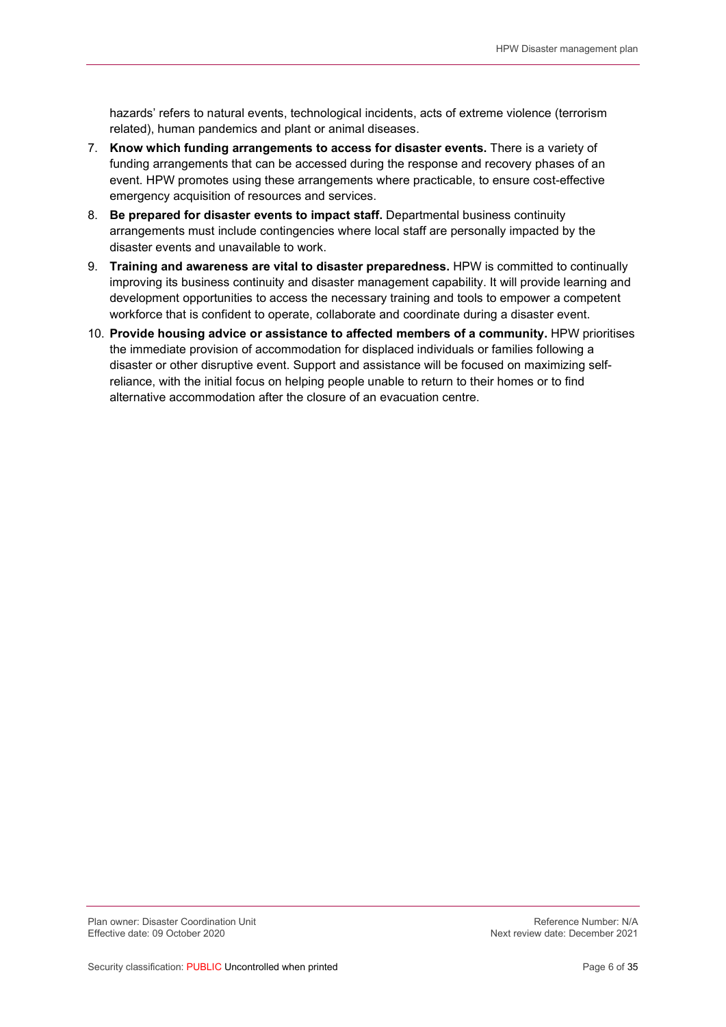hazards' refers to natural events, technological incidents, acts of extreme violence (terrorism related), human pandemics and plant or animal diseases.

7. **Know which funding arrangements to access for disaster events.** There is a variety of funding arrangements that can be accessed during the response and recovery phases of an event. HPW promotes using these arrangements where practicable, to ensure cost-effective emergency acquisition of resources and services.
8. **Be prepared for disaster events to impact staff.** Departmental business continuity arrangements must include contingencies where local staff are personally impacted by the disaster events and unavailable to work.
9. **Training and awareness are vital to disaster preparedness.** HPW is committed to continually improving its business continuity and disaster management capability. It will provide learning and development opportunities to access the necessary training and tools to empower a competent workforce that is confident to operate, collaborate and coordinate during a disaster event.
10. **Provide housing advice or assistance to affected members of a community.** HPW prioritises the immediate provision of accommodation for displaced individuals or families following a disaster or other disruptive event. Support and assistance will be focused on maximizing self-reliance, with the initial focus on helping people unable to return to their homes or to find alternative accommodation after the closure of an evacuation centre.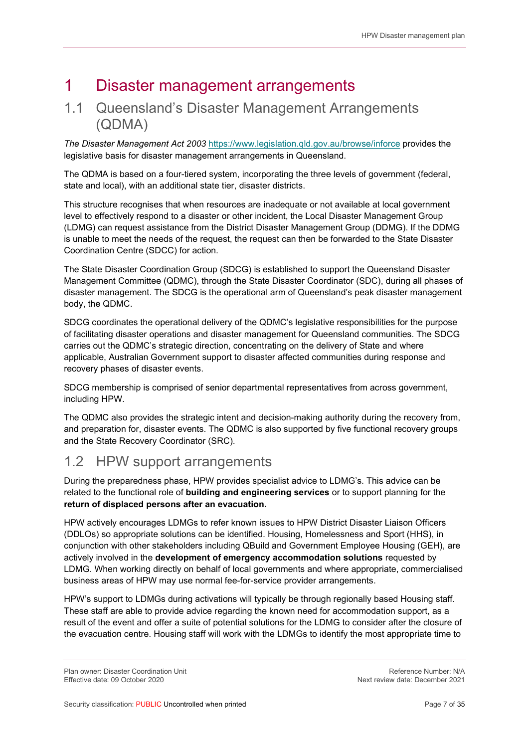# 1 Disaster management arrangements

## 1.1 Queensland's Disaster Management Arrangements (QDMA)

*The Disaster Management Act 2003* https://www.legislation.qld.gov.au/browse/inforce provides the legislative basis for disaster management arrangements in Queensland.

The QDMA is based on a four-tiered system, incorporating the three levels of government (federal, state and local), with an additional state tier, disaster districts.

This structure recognises that when resources are inadequate or not available at local government level to effectively respond to a disaster or other incident, the Local Disaster Management Group (LDMG) can request assistance from the District Disaster Management Group (DDMG). If the DDMG is unable to meet the needs of the request, the request can then be forwarded to the State Disaster Coordination Centre (SDCC) for action.

The State Disaster Coordination Group (SDCG) is established to support the Queensland Disaster Management Committee (QDMC), through the State Disaster Coordinator (SDC), during all phases of disaster management. The SDCG is the operational arm of Queensland's peak disaster management body, the QDMC.

SDCG coordinates the operational delivery of the QDMC's legislative responsibilities for the purpose of facilitating disaster operations and disaster management for Queensland communities. The SDCG carries out the QDMC's strategic direction, concentrating on the delivery of State and where applicable, Australian Government support to disaster affected communities during response and recovery phases of disaster events.

SDCG membership is comprised of senior departmental representatives from across government, including HPW.

The QDMC also provides the strategic intent and decision-making authority during the recovery from, and preparation for, disaster events. The QDMC is also supported by five functional recovery groups and the State Recovery Coordinator (SRC).

## 1.2 HPW support arrangements

During the preparedness phase, HPW provides specialist advice to LDMG's. This advice can be related to the functional role of **building and engineering services** or to support planning for the **return of displaced persons after an evacuation.**

HPW actively encourages LDMGs to refer known issues to HPW District Disaster Liaison Officers (DDLOs) so appropriate solutions can be identified. Housing, Homelessness and Sport (HHS), in conjunction with other stakeholders including QBuild and Government Employee Housing (GEH), are actively involved in the **development of emergency accommodation solutions** requested by LDMG. When working directly on behalf of local governments and where appropriate, commercialised business areas of HPW may use normal fee-for-service provider arrangements.

HPW's support to LDMGs during activations will typically be through regionally based Housing staff. These staff are able to provide advice regarding the known need for accommodation support, as a result of the event and offer a suite of potential solutions for the LDMG to consider after the closure of the evacuation centre. Housing staff will work with the LDMGs to identify the most appropriate time to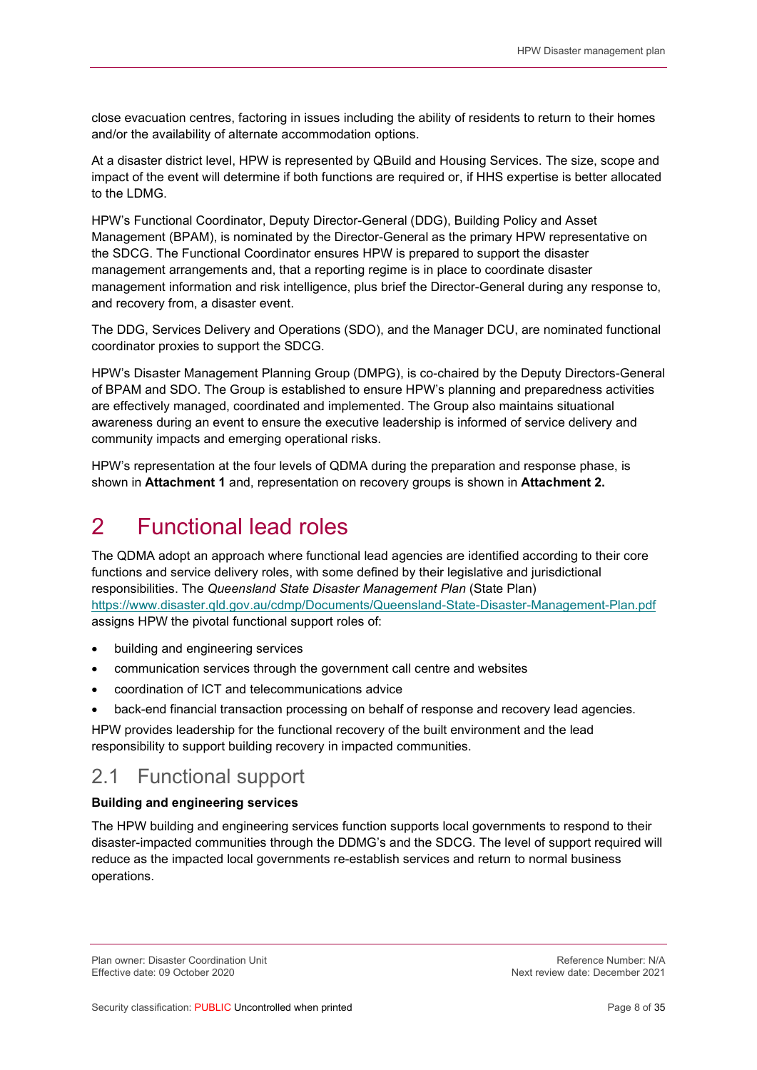close evacuation centres, factoring in issues including the ability of residents to return to their homes and/or the availability of alternate accommodation options.

At a disaster district level, HPW is represented by QBuild and Housing Services. The size, scope and impact of the event will determine if both functions are required or, if HHS expertise is better allocated to the LDMG.

HPW's Functional Coordinator, Deputy Director-General (DDG), Building Policy and Asset Management (BPAM), is nominated by the Director-General as the primary HPW representative on the SDCG. The Functional Coordinator ensures HPW is prepared to support the disaster management arrangements and, that a reporting regime is in place to coordinate disaster management information and risk intelligence, plus brief the Director-General during any response to, and recovery from, a disaster event.

The DDG, Services Delivery and Operations (SDO), and the Manager DCU, are nominated functional coordinator proxies to support the SDCG.

HPW's Disaster Management Planning Group (DMPG), is co-chaired by the Deputy Directors-General of BPAM and SDO. The Group is established to ensure HPW's planning and preparedness activities are effectively managed, coordinated and implemented. The Group also maintains situational awareness during an event to ensure the executive leadership is informed of service delivery and community impacts and emerging operational risks.

HPW's representation at the four levels of QDMA during the preparation and response phase, is shown in **Attachment 1** and, representation on recovery groups is shown in **Attachment 2.**

# 2 Functional lead roles

The QDMA adopt an approach where functional lead agencies are identified according to their core functions and service delivery roles, with some defined by their legislative and jurisdictional responsibilities. The *Queensland State Disaster Management Plan* (State Plan) https://www.disaster.qld.gov.au/cdmp/Documents/Queensland-State-Disaster-Management-Plan.pdf assigns HPW the pivotal functional support roles of:

- building and engineering services
- communication services through the government call centre and websites
- coordination of ICT and telecommunications advice
- back-end financial transaction processing on behalf of response and recovery lead agencies.

HPW provides leadership for the functional recovery of the built environment and the lead responsibility to support building recovery in impacted communities.

## 2.1 Functional support

**Building and engineering services**

The HPW building and engineering services function supports local governments to respond to their disaster-impacted communities through the DDMG's and the SDCG. The level of support required will reduce as the impacted local governments re-establish services and return to normal business operations.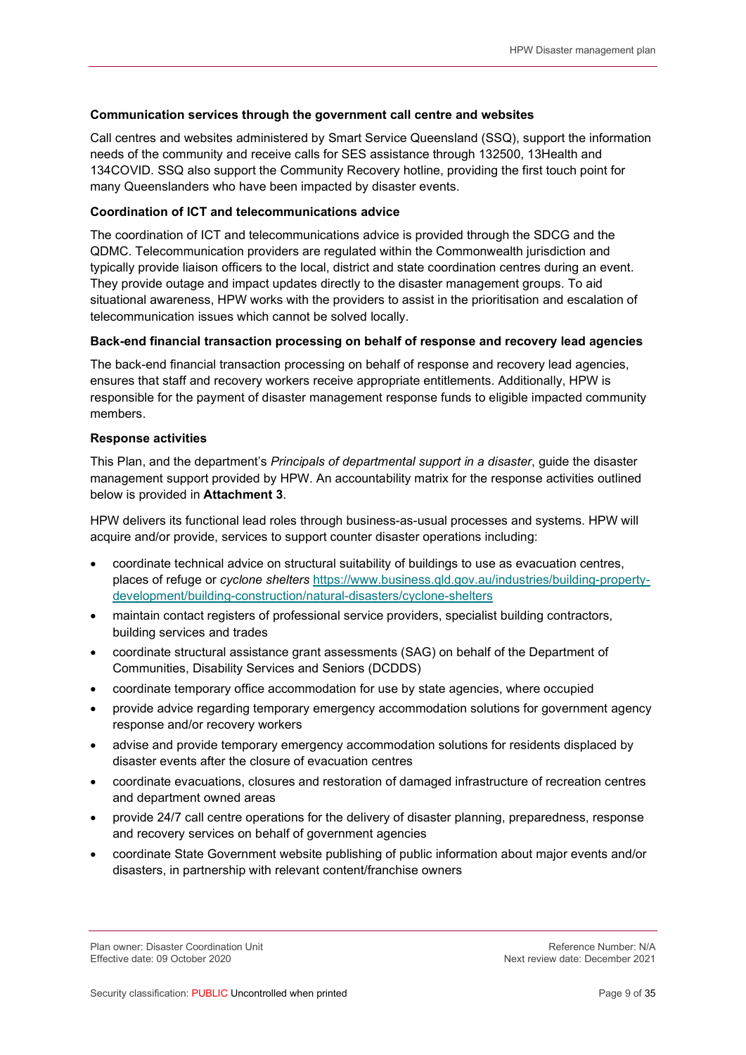**Communication services through the government call centre and websites**

Call centres and websites administered by Smart Service Queensland (SSQ), support the information needs of the community and receive calls for SES assistance through 132500, 13Health and 134COVID. SSQ also support the Community Recovery hotline, providing the first touch point for many Queenslanders who have been impacted by disaster events.

**Coordination of ICT and telecommunications advice**

The coordination of ICT and telecommunications advice is provided through the SDCG and the QDMC. Telecommunication providers are regulated within the Commonwealth jurisdiction and typically provide liaison officers to the local, district and state coordination centres during an event. They provide outage and impact updates directly to the disaster management groups. To aid situational awareness, HPW works with the providers to assist in the prioritisation and escalation of telecommunication issues which cannot be solved locally.

**Back-end financial transaction processing on behalf of response and recovery lead agencies**

The back-end financial transaction processing on behalf of response and recovery lead agencies, ensures that staff and recovery workers receive appropriate entitlements. Additionally, HPW is responsible for the payment of disaster management response funds to eligible impacted community members.

**Response activities**

This Plan, and the department's *Principals of departmental support in a disaster*, guide the disaster management support provided by HPW. An accountability matrix for the response activities outlined below is provided in **Attachment 3**.

HPW delivers its functional lead roles through business-as-usual processes and systems. HPW will acquire and/or provide, services to support counter disaster operations including:

- coordinate technical advice on structural suitability of buildings to use as evacuation centres, places of refuge or *cyclone shelters* https://www.business.qld.gov.au/industries/building-property-development/building-construction/natural-disasters/cyclone-shelters
- maintain contact registers of professional service providers, specialist building contractors, building services and trades
- coordinate structural assistance grant assessments (SAG) on behalf of the Department of Communities, Disability Services and Seniors (DCDDS)
- coordinate temporary office accommodation for use by state agencies, where occupied
- provide advice regarding temporary emergency accommodation solutions for government agency response and/or recovery workers
- advise and provide temporary emergency accommodation solutions for residents displaced by disaster events after the closure of evacuation centres
- coordinate evacuations, closures and restoration of damaged infrastructure of recreation centres and department owned areas
- provide 24/7 call centre operations for the delivery of disaster planning, preparedness, response and recovery services on behalf of government agencies
- coordinate State Government website publishing of public information about major events and/or disasters, in partnership with relevant content/franchise owners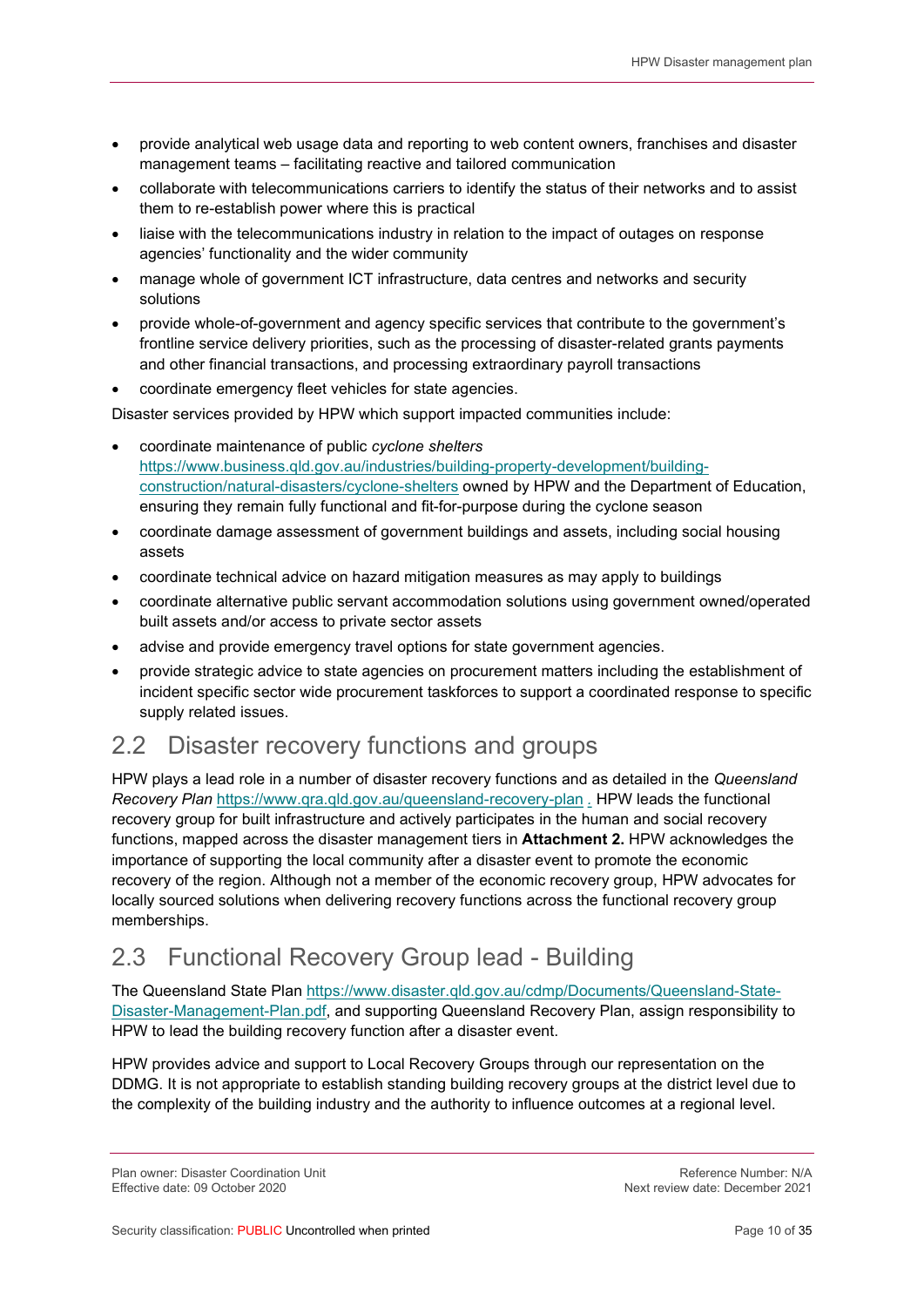- provide analytical web usage data and reporting to web content owners, franchises and disaster management teams – facilitating reactive and tailored communication
- collaborate with telecommunications carriers to identify the status of their networks and to assist them to re-establish power where this is practical
- liaise with the telecommunications industry in relation to the impact of outages on response agencies' functionality and the wider community
- manage whole of government ICT infrastructure, data centres and networks and security solutions
- provide whole-of-government and agency specific services that contribute to the government's frontline service delivery priorities, such as the processing of disaster-related grants payments and other financial transactions, and processing extraordinary payroll transactions
- coordinate emergency fleet vehicles for state agencies.

Disaster services provided by HPW which support impacted communities include:

- coordinate maintenance of public *cyclone shelters* https://www.business.qld.gov.au/industries/building-property-development/building-construction/natural-disasters/cyclone-shelters owned by HPW and the Department of Education, ensuring they remain fully functional and fit-for-purpose during the cyclone season
- coordinate damage assessment of government buildings and assets, including social housing assets
- coordinate technical advice on hazard mitigation measures as may apply to buildings
- coordinate alternative public servant accommodation solutions using government owned/operated built assets and/or access to private sector assets
- advise and provide emergency travel options for state government agencies.
- provide strategic advice to state agencies on procurement matters including the establishment of incident specific sector wide procurement taskforces to support a coordinated response to specific supply related issues.

## 2.2 Disaster recovery functions and groups

HPW plays a lead role in a number of disaster recovery functions and as detailed in the *Queensland Recovery Plan* https://www.qra.qld.gov.au/queensland-recovery-plan . HPW leads the functional recovery group for built infrastructure and actively participates in the human and social recovery functions, mapped across the disaster management tiers in **Attachment 2.** HPW acknowledges the importance of supporting the local community after a disaster event to promote the economic recovery of the region. Although not a member of the economic recovery group, HPW advocates for locally sourced solutions when delivering recovery functions across the functional recovery group memberships.

## 2.3 Functional Recovery Group lead - Building

The Queensland State Plan https://www.disaster.qld.gov.au/cdmp/Documents/Queensland-State-Disaster-Management-Plan.pdf, and supporting Queensland Recovery Plan, assign responsibility to HPW to lead the building recovery function after a disaster event.

HPW provides advice and support to Local Recovery Groups through our representation on the DDMG. It is not appropriate to establish standing building recovery groups at the district level due to the complexity of the building industry and the authority to influence outcomes at a regional level.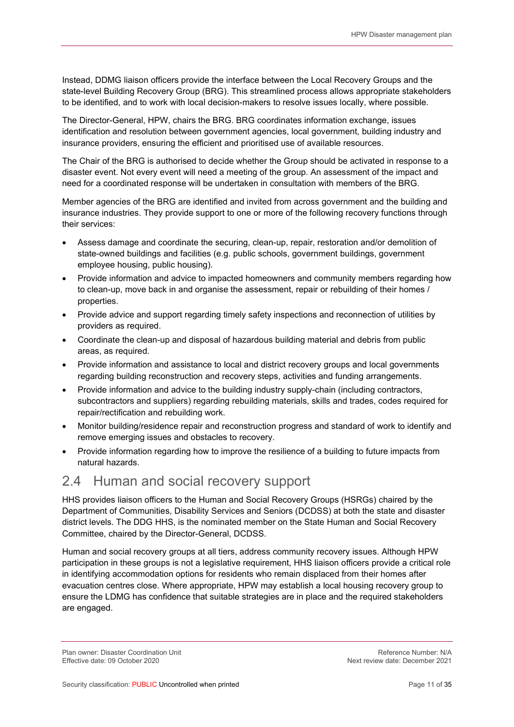Instead, DDMG liaison officers provide the interface between the Local Recovery Groups and the state-level Building Recovery Group (BRG). This streamlined process allows appropriate stakeholders to be identified, and to work with local decision-makers to resolve issues locally, where possible.

The Director-General, HPW, chairs the BRG. BRG coordinates information exchange, issues identification and resolution between government agencies, local government, building industry and insurance providers, ensuring the efficient and prioritised use of available resources.

The Chair of the BRG is authorised to decide whether the Group should be activated in response to a disaster event. Not every event will need a meeting of the group. An assessment of the impact and need for a coordinated response will be undertaken in consultation with members of the BRG.

Member agencies of the BRG are identified and invited from across government and the building and insurance industries. They provide support to one or more of the following recovery functions through their services:

- Assess damage and coordinate the securing, clean-up, repair, restoration and/or demolition of state-owned buildings and facilities (e.g. public schools, government buildings, government employee housing, public housing).
- Provide information and advice to impacted homeowners and community members regarding how to clean-up, move back in and organise the assessment, repair or rebuilding of their homes / properties.
- Provide advice and support regarding timely safety inspections and reconnection of utilities by providers as required.
- Coordinate the clean-up and disposal of hazardous building material and debris from public areas, as required.
- Provide information and assistance to local and district recovery groups and local governments regarding building reconstruction and recovery steps, activities and funding arrangements.
- Provide information and advice to the building industry supply-chain (including contractors, subcontractors and suppliers) regarding rebuilding materials, skills and trades, codes required for repair/rectification and rebuilding work.
- Monitor building/residence repair and reconstruction progress and standard of work to identify and remove emerging issues and obstacles to recovery.
- Provide information regarding how to improve the resilience of a building to future impacts from natural hazards.

## 2.4 Human and social recovery support

HHS provides liaison officers to the Human and Social Recovery Groups (HSRGs) chaired by the Department of Communities, Disability Services and Seniors (DCDSS) at both the state and disaster district levels. The DDG HHS, is the nominated member on the State Human and Social Recovery Committee, chaired by the Director-General, DCDSS.

Human and social recovery groups at all tiers, address community recovery issues. Although HPW participation in these groups is not a legislative requirement, HHS liaison officers provide a critical role in identifying accommodation options for residents who remain displaced from their homes after evacuation centres close. Where appropriate, HPW may establish a local housing recovery group to ensure the LDMG has confidence that suitable strategies are in place and the required stakeholders are engaged.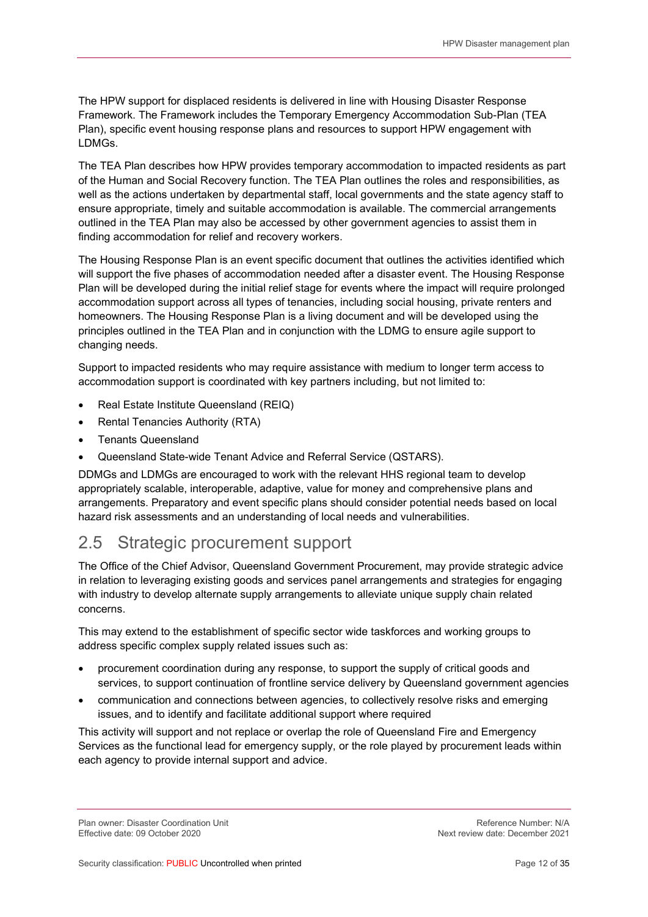The HPW support for displaced residents is delivered in line with Housing Disaster Response Framework. The Framework includes the Temporary Emergency Accommodation Sub-Plan (TEA Plan), specific event housing response plans and resources to support HPW engagement with LDMGs.

The TEA Plan describes how HPW provides temporary accommodation to impacted residents as part of the Human and Social Recovery function. The TEA Plan outlines the roles and responsibilities, as well as the actions undertaken by departmental staff, local governments and the state agency staff to ensure appropriate, timely and suitable accommodation is available. The commercial arrangements outlined in the TEA Plan may also be accessed by other government agencies to assist them in finding accommodation for relief and recovery workers.

The Housing Response Plan is an event specific document that outlines the activities identified which will support the five phases of accommodation needed after a disaster event. The Housing Response Plan will be developed during the initial relief stage for events where the impact will require prolonged accommodation support across all types of tenancies, including social housing, private renters and homeowners. The Housing Response Plan is a living document and will be developed using the principles outlined in the TEA Plan and in conjunction with the LDMG to ensure agile support to changing needs.

Support to impacted residents who may require assistance with medium to longer term access to accommodation support is coordinated with key partners including, but not limited to:

- Real Estate Institute Queensland (REIQ)
- Rental Tenancies Authority (RTA)
- Tenants Queensland
- Queensland State-wide Tenant Advice and Referral Service (QSTARS).

DDMGs and LDMGs are encouraged to work with the relevant HHS regional team to develop appropriately scalable, interoperable, adaptive, value for money and comprehensive plans and arrangements. Preparatory and event specific plans should consider potential needs based on local hazard risk assessments and an understanding of local needs and vulnerabilities.

## 2.5 Strategic procurement support

The Office of the Chief Advisor, Queensland Government Procurement, may provide strategic advice in relation to leveraging existing goods and services panel arrangements and strategies for engaging with industry to develop alternate supply arrangements to alleviate unique supply chain related concerns.

This may extend to the establishment of specific sector wide taskforces and working groups to address specific complex supply related issues such as:

- procurement coordination during any response, to support the supply of critical goods and services, to support continuation of frontline service delivery by Queensland government agencies
- communication and connections between agencies, to collectively resolve risks and emerging issues, and to identify and facilitate additional support where required

This activity will support and not replace or overlap the role of Queensland Fire and Emergency Services as the functional lead for emergency supply, or the role played by procurement leads within each agency to provide internal support and advice.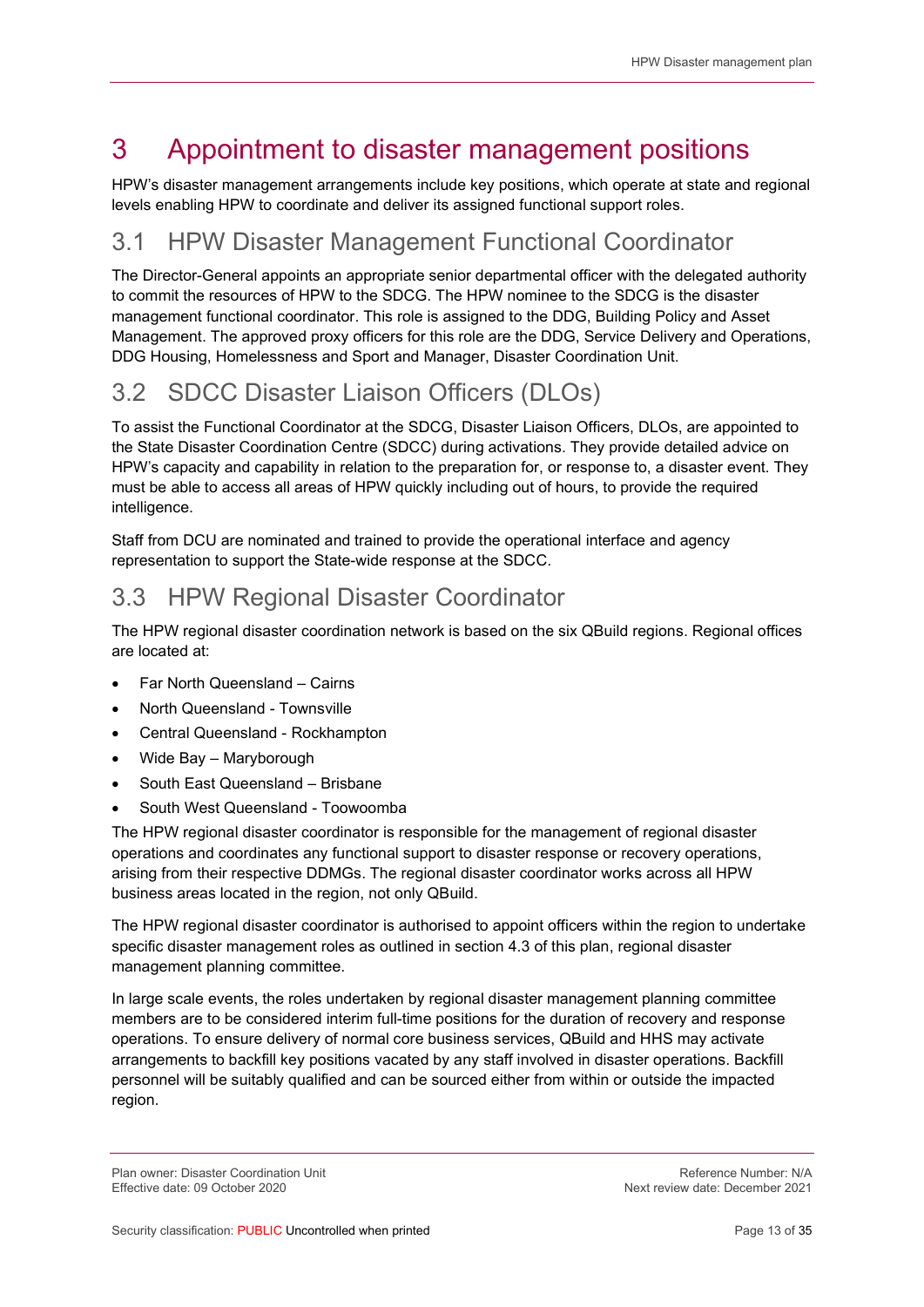# 3 Appointment to disaster management positions

HPW's disaster management arrangements include key positions, which operate at state and regional levels enabling HPW to coordinate and deliver its assigned functional support roles.

## 3.1 HPW Disaster Management Functional Coordinator

The Director-General appoints an appropriate senior departmental officer with the delegated authority to commit the resources of HPW to the SDCG. The HPW nominee to the SDCG is the disaster management functional coordinator. This role is assigned to the DDG, Building Policy and Asset Management. The approved proxy officers for this role are the DDG, Service Delivery and Operations, DDG Housing, Homelessness and Sport and Manager, Disaster Coordination Unit.

## 3.2 SDCC Disaster Liaison Officers (DLOs)

To assist the Functional Coordinator at the SDCG, Disaster Liaison Officers, DLOs, are appointed to the State Disaster Coordination Centre (SDCC) during activations. They provide detailed advice on HPW's capacity and capability in relation to the preparation for, or response to, a disaster event. They must be able to access all areas of HPW quickly including out of hours, to provide the required intelligence.

Staff from DCU are nominated and trained to provide the operational interface and agency representation to support the State-wide response at the SDCC.

## 3.3 HPW Regional Disaster Coordinator

The HPW regional disaster coordination network is based on the six QBuild regions. Regional offices are located at:

- Far North Queensland – Cairns
- North Queensland - Townsville
- Central Queensland - Rockhampton
- Wide Bay – Maryborough
- South East Queensland – Brisbane
- South West Queensland - Toowoomba

The HPW regional disaster coordinator is responsible for the management of regional disaster operations and coordinates any functional support to disaster response or recovery operations, arising from their respective DDMGs. The regional disaster coordinator works across all HPW business areas located in the region, not only QBuild.

The HPW regional disaster coordinator is authorised to appoint officers within the region to undertake specific disaster management roles as outlined in section 4.3 of this plan, regional disaster management planning committee.

In large scale events, the roles undertaken by regional disaster management planning committee members are to be considered interim full-time positions for the duration of recovery and response operations. To ensure delivery of normal core business services, QBuild and HHS may activate arrangements to backfill key positions vacated by any staff involved in disaster operations. Backfill personnel will be suitably qualified and can be sourced either from within or outside the impacted region.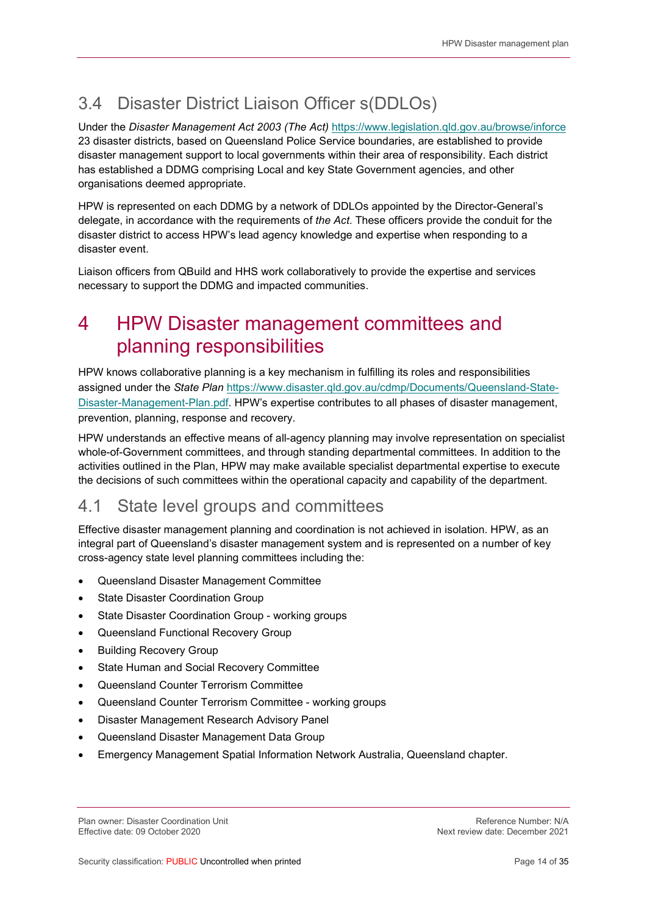## 3.4 Disaster District Liaison Officer s(DDLOs)

Under the *Disaster Management Act 2003 (The Act)* https://www.legislation.qld.gov.au/browse/inforce 23 disaster districts, based on Queensland Police Service boundaries, are established to provide disaster management support to local governments within their area of responsibility. Each district has established a DDMG comprising Local and key State Government agencies, and other organisations deemed appropriate.

HPW is represented on each DDMG by a network of DDLOs appointed by the Director-General's delegate, in accordance with the requirements of *the Act.* These officers provide the conduit for the disaster district to access HPW's lead agency knowledge and expertise when responding to a disaster event.

Liaison officers from QBuild and HHS work collaboratively to provide the expertise and services necessary to support the DDMG and impacted communities.

# 4 HPW Disaster management committees and planning responsibilities

HPW knows collaborative planning is a key mechanism in fulfilling its roles and responsibilities assigned under the *State Plan* https://www.disaster.qld.gov.au/cdmp/Documents/Queensland-State-Disaster-Management-Plan.pdf. HPW's expertise contributes to all phases of disaster management, prevention, planning, response and recovery.

HPW understands an effective means of all-agency planning may involve representation on specialist whole-of-Government committees, and through standing departmental committees. In addition to the activities outlined in the Plan, HPW may make available specialist departmental expertise to execute the decisions of such committees within the operational capacity and capability of the department.

## 4.1 State level groups and committees

Effective disaster management planning and coordination is not achieved in isolation. HPW, as an integral part of Queensland's disaster management system and is represented on a number of key cross-agency state level planning committees including the:

- Queensland Disaster Management Committee
- State Disaster Coordination Group
- State Disaster Coordination Group - working groups
- Queensland Functional Recovery Group
- Building Recovery Group
- State Human and Social Recovery Committee
- Queensland Counter Terrorism Committee
- Queensland Counter Terrorism Committee - working groups
- Disaster Management Research Advisory Panel
- Queensland Disaster Management Data Group
- Emergency Management Spatial Information Network Australia, Queensland chapter.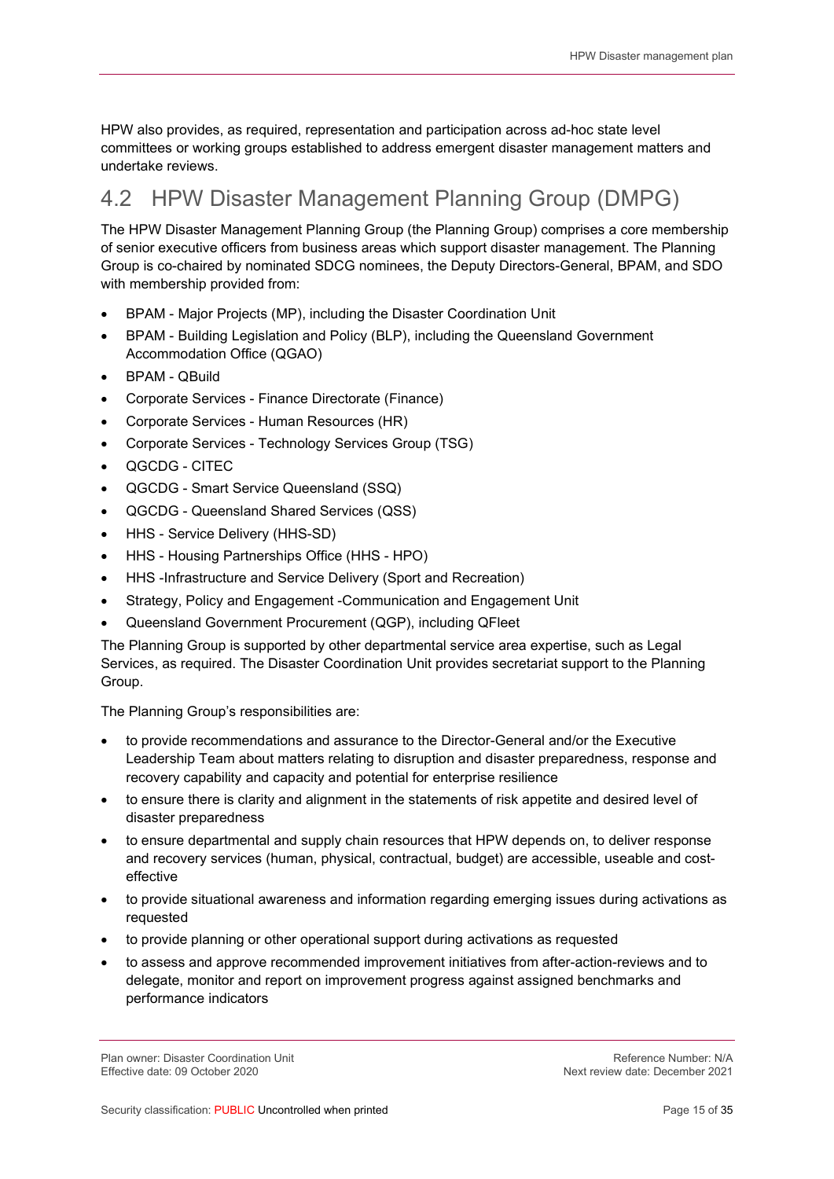HPW also provides, as required, representation and participation across ad-hoc state level committees or working groups established to address emergent disaster management matters and undertake reviews.

## 4.2 HPW Disaster Management Planning Group (DMPG)

The HPW Disaster Management Planning Group (the Planning Group) comprises a core membership of senior executive officers from business areas which support disaster management. The Planning Group is co-chaired by nominated SDCG nominees, the Deputy Directors-General, BPAM, and SDO with membership provided from:

- BPAM - Major Projects (MP), including the Disaster Coordination Unit
- BPAM - Building Legislation and Policy (BLP), including the Queensland Government Accommodation Office (QGAO)
- BPAM - QBuild
- Corporate Services - Finance Directorate (Finance)
- Corporate Services - Human Resources (HR)
- Corporate Services - Technology Services Group (TSG)
- QGCDG - CITEC
- QGCDG - Smart Service Queensland (SSQ)
- QGCDG - Queensland Shared Services (QSS)
- HHS - Service Delivery (HHS-SD)
- HHS - Housing Partnerships Office (HHS - HPO)
- HHS -Infrastructure and Service Delivery (Sport and Recreation)
- Strategy, Policy and Engagement -Communication and Engagement Unit
- Queensland Government Procurement (QGP), including QFleet

The Planning Group is supported by other departmental service area expertise, such as Legal Services, as required. The Disaster Coordination Unit provides secretariat support to the Planning Group.

The Planning Group's responsibilities are:

- to provide recommendations and assurance to the Director-General and/or the Executive Leadership Team about matters relating to disruption and disaster preparedness, response and recovery capability and capacity and potential for enterprise resilience
- to ensure there is clarity and alignment in the statements of risk appetite and desired level of disaster preparedness
- to ensure departmental and supply chain resources that HPW depends on, to deliver response and recovery services (human, physical, contractual, budget) are accessible, useable and cost-effective
- to provide situational awareness and information regarding emerging issues during activations as requested
- to provide planning or other operational support during activations as requested
- to assess and approve recommended improvement initiatives from after-action-reviews and to delegate, monitor and report on improvement progress against assigned benchmarks and performance indicators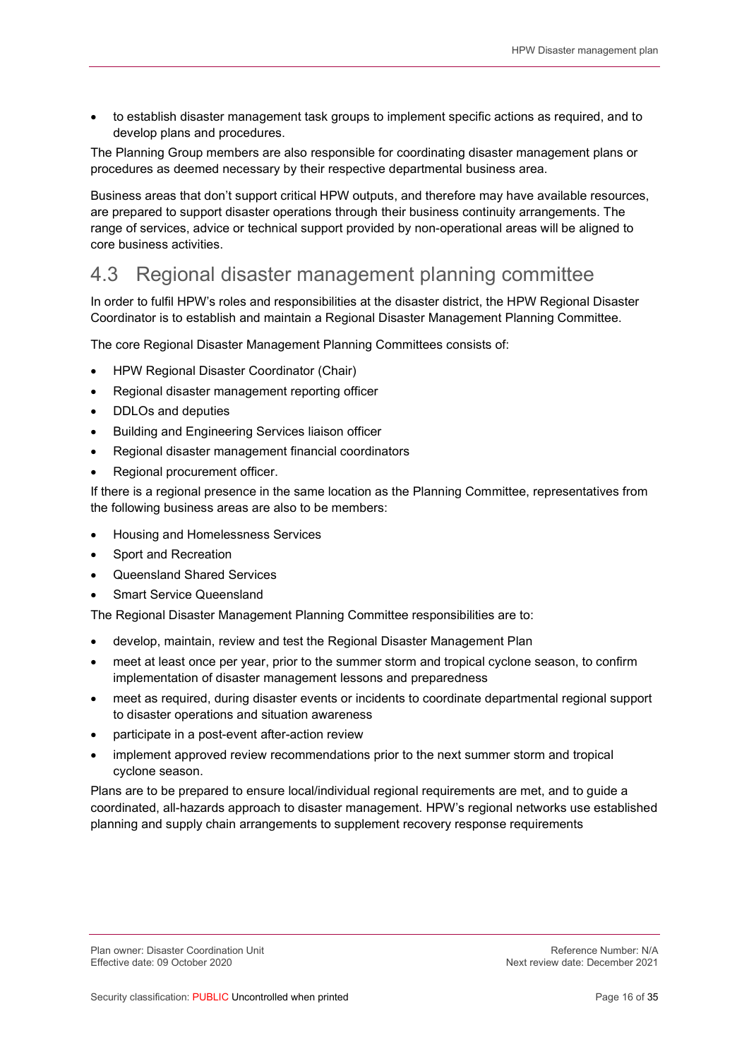- to establish disaster management task groups to implement specific actions as required, and to develop plans and procedures.

The Planning Group members are also responsible for coordinating disaster management plans or procedures as deemed necessary by their respective departmental business area.

Business areas that don't support critical HPW outputs, and therefore may have available resources, are prepared to support disaster operations through their business continuity arrangements. The range of services, advice or technical support provided by non-operational areas will be aligned to core business activities.

## 4.3 Regional disaster management planning committee

In order to fulfil HPW's roles and responsibilities at the disaster district, the HPW Regional Disaster Coordinator is to establish and maintain a Regional Disaster Management Planning Committee.

The core Regional Disaster Management Planning Committees consists of:

- HPW Regional Disaster Coordinator (Chair)
- Regional disaster management reporting officer
- DDLOs and deputies
- Building and Engineering Services liaison officer
- Regional disaster management financial coordinators
- Regional procurement officer.

If there is a regional presence in the same location as the Planning Committee, representatives from the following business areas are also to be members:

- Housing and Homelessness Services
- Sport and Recreation
- Queensland Shared Services
- Smart Service Queensland

The Regional Disaster Management Planning Committee responsibilities are to:

- develop, maintain, review and test the Regional Disaster Management Plan
- meet at least once per year, prior to the summer storm and tropical cyclone season, to confirm implementation of disaster management lessons and preparedness
- meet as required, during disaster events or incidents to coordinate departmental regional support to disaster operations and situation awareness
- participate in a post-event after-action review
- implement approved review recommendations prior to the next summer storm and tropical cyclone season.

Plans are to be prepared to ensure local/individual regional requirements are met, and to guide a coordinated, all-hazards approach to disaster management. HPW's regional networks use established planning and supply chain arrangements to supplement recovery response requirements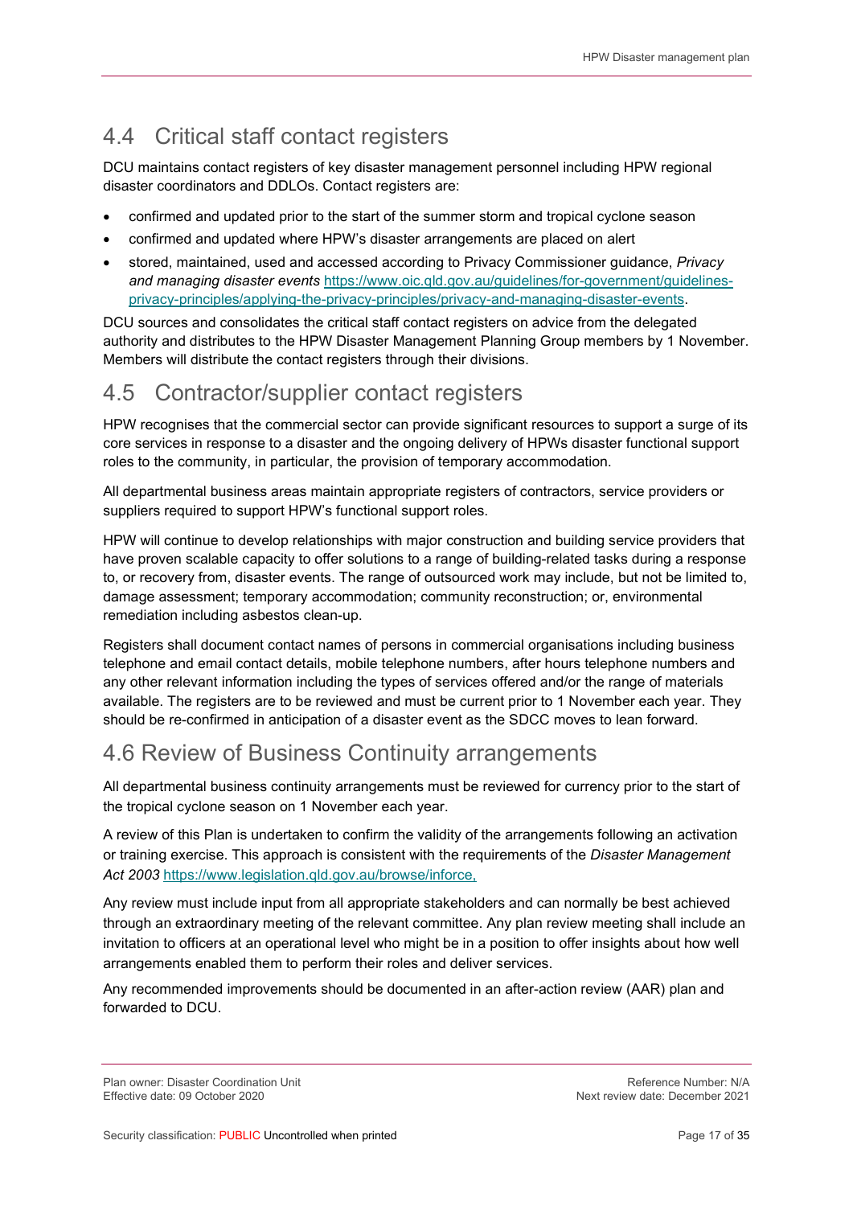## 4.4 Critical staff contact registers

DCU maintains contact registers of key disaster management personnel including HPW regional disaster coordinators and DDLOs. Contact registers are:

- confirmed and updated prior to the start of the summer storm and tropical cyclone season
- confirmed and updated where HPW's disaster arrangements are placed on alert
- stored, maintained, used and accessed according to Privacy Commissioner guidance, *Privacy and managing disaster events* https://www.oic.qld.gov.au/guidelines/for-government/guidelines-privacy-principles/applying-the-privacy-principles/privacy-and-managing-disaster-events.

DCU sources and consolidates the critical staff contact registers on advice from the delegated authority and distributes to the HPW Disaster Management Planning Group members by 1 November. Members will distribute the contact registers through their divisions.

## 4.5 Contractor/supplier contact registers

HPW recognises that the commercial sector can provide significant resources to support a surge of its core services in response to a disaster and the ongoing delivery of HPWs disaster functional support roles to the community, in particular, the provision of temporary accommodation.

All departmental business areas maintain appropriate registers of contractors, service providers or suppliers required to support HPW's functional support roles.

HPW will continue to develop relationships with major construction and building service providers that have proven scalable capacity to offer solutions to a range of building-related tasks during a response to, or recovery from, disaster events. The range of outsourced work may include, but not be limited to, damage assessment; temporary accommodation; community reconstruction; or, environmental remediation including asbestos clean-up.

Registers shall document contact names of persons in commercial organisations including business telephone and email contact details, mobile telephone numbers, after hours telephone numbers and any other relevant information including the types of services offered and/or the range of materials available. The registers are to be reviewed and must be current prior to 1 November each year. They should be re-confirmed in anticipation of a disaster event as the SDCC moves to lean forward.

## 4.6 Review of Business Continuity arrangements

All departmental business continuity arrangements must be reviewed for currency prior to the start of the tropical cyclone season on 1 November each year.

A review of this Plan is undertaken to confirm the validity of the arrangements following an activation or training exercise. This approach is consistent with the requirements of the *Disaster Management Act 2003* https://www.legislation.qld.gov.au/browse/inforce,

Any review must include input from all appropriate stakeholders and can normally be best achieved through an extraordinary meeting of the relevant committee. Any plan review meeting shall include an invitation to officers at an operational level who might be in a position to offer insights about how well arrangements enabled them to perform their roles and deliver services.

Any recommended improvements should be documented in an after-action review (AAR) plan and forwarded to DCU.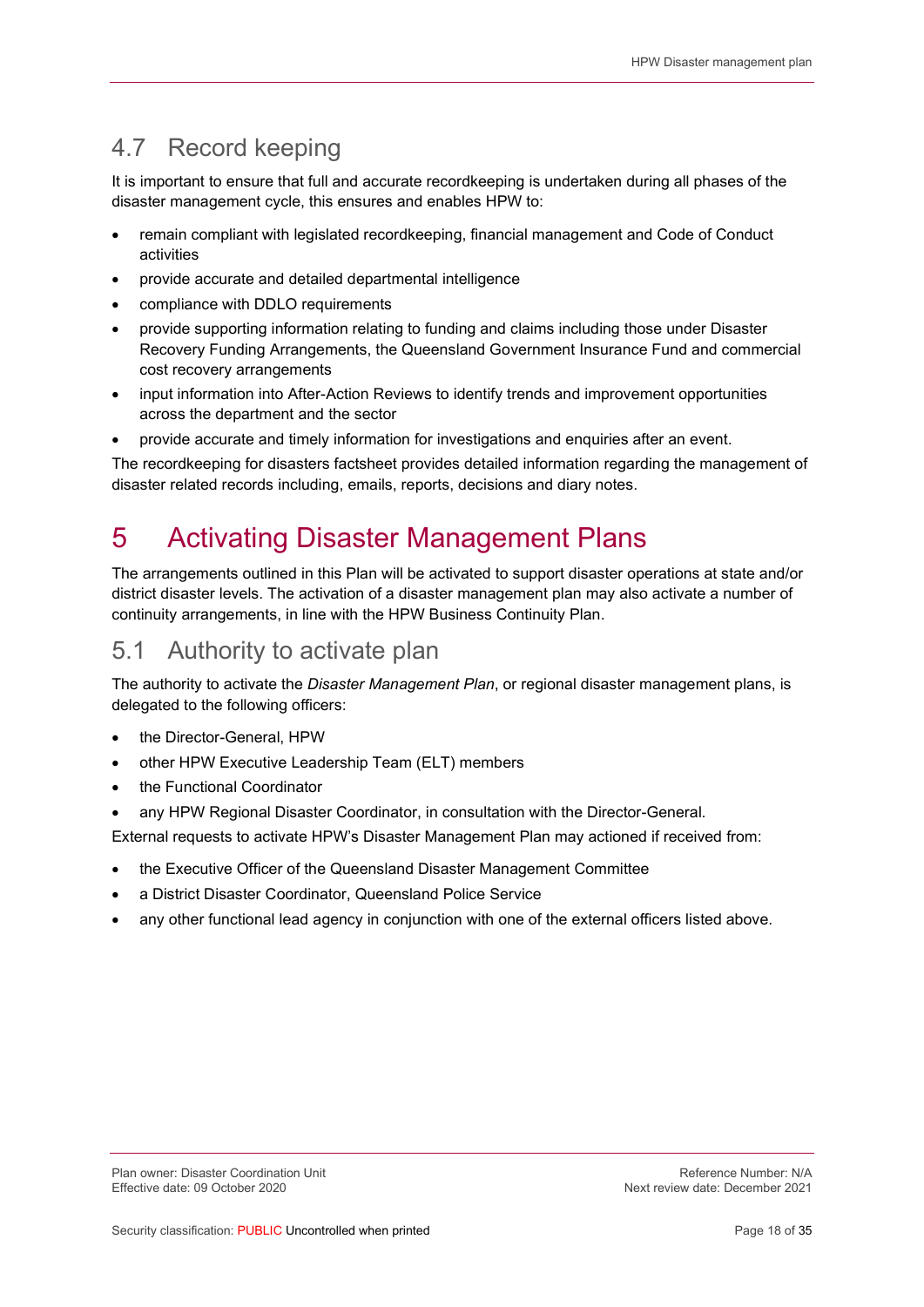## 4.7 Record keeping

It is important to ensure that full and accurate recordkeeping is undertaken during all phases of the disaster management cycle, this ensures and enables HPW to:

- remain compliant with legislated recordkeeping, financial management and Code of Conduct activities
- provide accurate and detailed departmental intelligence
- compliance with DDLO requirements
- provide supporting information relating to funding and claims including those under Disaster Recovery Funding Arrangements, the Queensland Government Insurance Fund and commercial cost recovery arrangements
- input information into After-Action Reviews to identify trends and improvement opportunities across the department and the sector
- provide accurate and timely information for investigations and enquiries after an event.

The recordkeeping for disasters factsheet provides detailed information regarding the management of disaster related records including, emails, reports, decisions and diary notes.

# 5 Activating Disaster Management Plans

The arrangements outlined in this Plan will be activated to support disaster operations at state and/or district disaster levels. The activation of a disaster management plan may also activate a number of continuity arrangements, in line with the HPW Business Continuity Plan.

## 5.1 Authority to activate plan

The authority to activate the *Disaster Management Plan*, or regional disaster management plans, is delegated to the following officers:

- the Director-General, HPW
- other HPW Executive Leadership Team (ELT) members
- the Functional Coordinator
- any HPW Regional Disaster Coordinator, in consultation with the Director-General.

External requests to activate HPW's Disaster Management Plan may actioned if received from:

- the Executive Officer of the Queensland Disaster Management Committee
- a District Disaster Coordinator, Queensland Police Service
- any other functional lead agency in conjunction with one of the external officers listed above.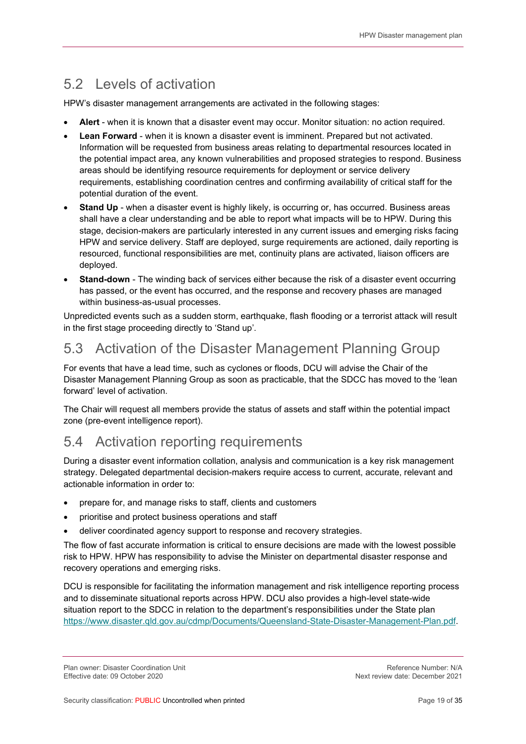## 5.2 Levels of activation

HPW's disaster management arrangements are activated in the following stages:

- **Alert** - when it is known that a disaster event may occur. Monitor situation: no action required.
- **Lean Forward** - when it is known a disaster event is imminent. Prepared but not activated. Information will be requested from business areas relating to departmental resources located in the potential impact area, any known vulnerabilities and proposed strategies to respond. Business areas should be identifying resource requirements for deployment or service delivery requirements, establishing coordination centres and confirming availability of critical staff for the potential duration of the event.
- **Stand Up** - when a disaster event is highly likely, is occurring or, has occurred. Business areas shall have a clear understanding and be able to report what impacts will be to HPW. During this stage, decision-makers are particularly interested in any current issues and emerging risks facing HPW and service delivery. Staff are deployed, surge requirements are actioned, daily reporting is resourced, functional responsibilities are met, continuity plans are activated, liaison officers are deployed.
- **Stand-down** - The winding back of services either because the risk of a disaster event occurring has passed, or the event has occurred, and the response and recovery phases are managed within business-as-usual processes.

Unpredicted events such as a sudden storm, earthquake, flash flooding or a terrorist attack will result in the first stage proceeding directly to 'Stand up'.

## 5.3 Activation of the Disaster Management Planning Group

For events that have a lead time, such as cyclones or floods, DCU will advise the Chair of the Disaster Management Planning Group as soon as practicable, that the SDCC has moved to the 'lean forward' level of activation.

The Chair will request all members provide the status of assets and staff within the potential impact zone (pre-event intelligence report).

## 5.4 Activation reporting requirements

During a disaster event information collation, analysis and communication is a key risk management strategy. Delegated departmental decision-makers require access to current, accurate, relevant and actionable information in order to:

- prepare for, and manage risks to staff, clients and customers
- prioritise and protect business operations and staff
- deliver coordinated agency support to response and recovery strategies.

The flow of fast accurate information is critical to ensure decisions are made with the lowest possible risk to HPW. HPW has responsibility to advise the Minister on departmental disaster response and recovery operations and emerging risks.

DCU is responsible for facilitating the information management and risk intelligence reporting process and to disseminate situational reports across HPW. DCU also provides a high-level state-wide situation report to the SDCC in relation to the department's responsibilities under the State plan https://www.disaster.qld.gov.au/cdmp/Documents/Queensland-State-Disaster-Management-Plan.pdf.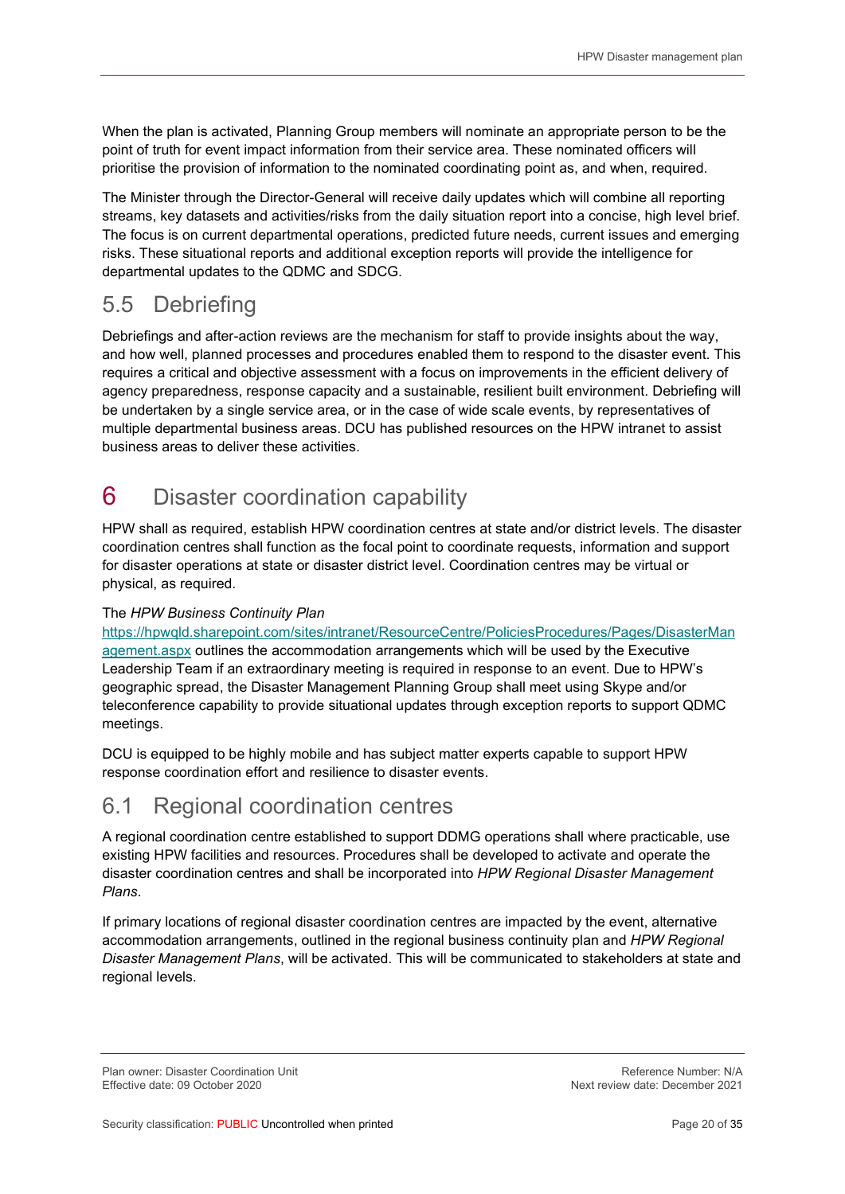When the plan is activated, Planning Group members will nominate an appropriate person to be the point of truth for event impact information from their service area. These nominated officers will prioritise the provision of information to the nominated coordinating point as, and when, required.

The Minister through the Director-General will receive daily updates which will combine all reporting streams, key datasets and activities/risks from the daily situation report into a concise, high level brief. The focus is on current departmental operations, predicted future needs, current issues and emerging risks. These situational reports and additional exception reports will provide the intelligence for departmental updates to the QDMC and SDCG.

## 5.5 Debriefing

Debriefings and after-action reviews are the mechanism for staff to provide insights about the way, and how well, planned processes and procedures enabled them to respond to the disaster event. This requires a critical and objective assessment with a focus on improvements in the efficient delivery of agency preparedness, response capacity and a sustainable, resilient built environment. Debriefing will be undertaken by a single service area, or in the case of wide scale events, by representatives of multiple departmental business areas. DCU has published resources on the HPW intranet to assist business areas to deliver these activities.

# 6 Disaster coordination capability

HPW shall as required, establish HPW coordination centres at state and/or district levels. The disaster coordination centres shall function as the focal point to coordinate requests, information and support for disaster operations at state or disaster district level. Coordination centres may be virtual or physical, as required.

The *HPW Business Continuity Plan* [https://hpwqld.sharepoint.com/sites/intranet/ResourceCentre/PoliciesProcedures/Pages/DisasterManagement.aspx](https://hpwqld.sharepoint.com/sites/intranet/ResourceCentre/PoliciesProcedures/Pages/DisasterManagement.aspx) outlines the accommodation arrangements which will be used by the Executive Leadership Team if an extraordinary meeting is required in response to an event. Due to HPW's geographic spread, the Disaster Management Planning Group shall meet using Skype and/or teleconference capability to provide situational updates through exception reports to support QDMC meetings.

DCU is equipped to be highly mobile and has subject matter experts capable to support HPW response coordination effort and resilience to disaster events.

## 6.1 Regional coordination centres

A regional coordination centre established to support DDMG operations shall where practicable, use existing HPW facilities and resources. Procedures shall be developed to activate and operate the disaster coordination centres and shall be incorporated into *HPW Regional Disaster Management Plans*.

If primary locations of regional disaster coordination centres are impacted by the event, alternative accommodation arrangements, outlined in the regional business continuity plan and *HPW Regional Disaster Management Plans*, will be activated. This will be communicated to stakeholders at state and regional levels.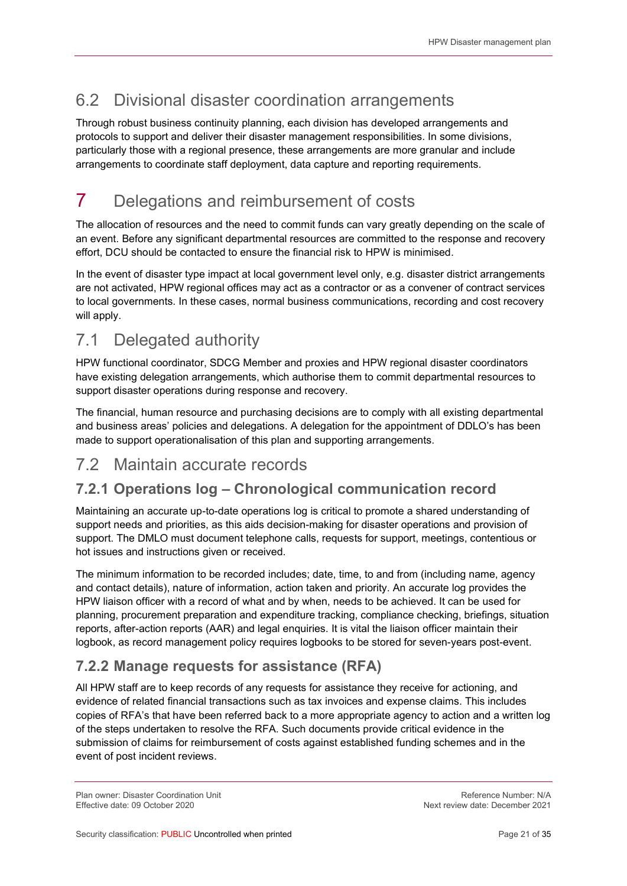## 6.2 Divisional disaster coordination arrangements

Through robust business continuity planning, each division has developed arrangements and protocols to support and deliver their disaster management responsibilities. In some divisions, particularly those with a regional presence, these arrangements are more granular and include arrangements to coordinate staff deployment, data capture and reporting requirements.

# 7 Delegations and reimbursement of costs

The allocation of resources and the need to commit funds can vary greatly depending on the scale of an event. Before any significant departmental resources are committed to the response and recovery effort, DCU should be contacted to ensure the financial risk to HPW is minimised.

In the event of disaster type impact at local government level only, e.g. disaster district arrangements are not activated, HPW regional offices may act as a contractor or as a convener of contract services to local governments. In these cases, normal business communications, recording and cost recovery will apply.

## 7.1 Delegated authority

HPW functional coordinator, SDCG Member and proxies and HPW regional disaster coordinators have existing delegation arrangements, which authorise them to commit departmental resources to support disaster operations during response and recovery.

The financial, human resource and purchasing decisions are to comply with all existing departmental and business areas' policies and delegations. A delegation for the appointment of DDLO's has been made to support operationalisation of this plan and supporting arrangements.

## 7.2 Maintain accurate records

### 7.2.1 Operations log – Chronological communication record

Maintaining an accurate up-to-date operations log is critical to promote a shared understanding of support needs and priorities, as this aids decision-making for disaster operations and provision of support. The DMLO must document telephone calls, requests for support, meetings, contentious or hot issues and instructions given or received.

The minimum information to be recorded includes; date, time, to and from (including name, agency and contact details), nature of information, action taken and priority. An accurate log provides the HPW liaison officer with a record of what and by when, needs to be achieved. It can be used for planning, procurement preparation and expenditure tracking, compliance checking, briefings, situation reports, after-action reports (AAR) and legal enquiries. It is vital the liaison officer maintain their logbook, as record management policy requires logbooks to be stored for seven-years post-event.

### 7.2.2 Manage requests for assistance (RFA)

All HPW staff are to keep records of any requests for assistance they receive for actioning, and evidence of related financial transactions such as tax invoices and expense claims. This includes copies of RFA's that have been referred back to a more appropriate agency to action and a written log of the steps undertaken to resolve the RFA. Such documents provide critical evidence in the submission of claims for reimbursement of costs against established funding schemes and in the event of post incident reviews.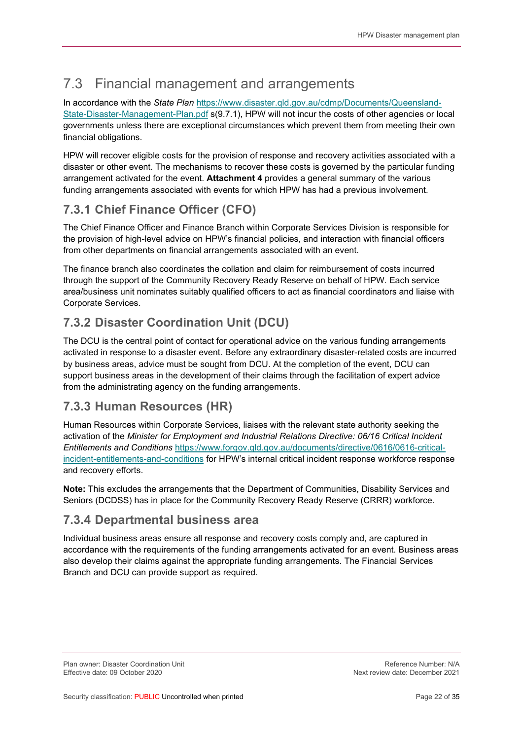## 7.3 Financial management and arrangements

In accordance with the *State Plan* https://www.disaster.qld.gov.au/cdmp/Documents/Queensland-State-Disaster-Management-Plan.pdf s(9.7.1), HPW will not incur the costs of other agencies or local governments unless there are exceptional circumstances which prevent them from meeting their own financial obligations.

HPW will recover eligible costs for the provision of response and recovery activities associated with a disaster or other event. The mechanisms to recover these costs is governed by the particular funding arrangement activated for the event. **Attachment 4** provides a general summary of the various funding arrangements associated with events for which HPW has had a previous involvement.

### 7.3.1 Chief Finance Officer (CFO)

The Chief Finance Officer and Finance Branch within Corporate Services Division is responsible for the provision of high-level advice on HPW's financial policies, and interaction with financial officers from other departments on financial arrangements associated with an event.

The finance branch also coordinates the collation and claim for reimbursement of costs incurred through the support of the Community Recovery Ready Reserve on behalf of HPW. Each service area/business unit nominates suitably qualified officers to act as financial coordinators and liaise with Corporate Services.

### 7.3.2 Disaster Coordination Unit (DCU)

The DCU is the central point of contact for operational advice on the various funding arrangements activated in response to a disaster event. Before any extraordinary disaster-related costs are incurred by business areas, advice must be sought from DCU. At the completion of the event, DCU can support business areas in the development of their claims through the facilitation of expert advice from the administrating agency on the funding arrangements.

### 7.3.3 Human Resources (HR)

Human Resources within Corporate Services, liaises with the relevant state authority seeking the activation of the *Minister for Employment and Industrial Relations Directive: 06/16 Critical Incident Entitlements and Conditions* https://www.forgov.qld.gov.au/documents/directive/0616/0616-critical-incident-entitlements-and-conditions for HPW's internal critical incident response workforce response and recovery efforts.

**Note:** This excludes the arrangements that the Department of Communities, Disability Services and Seniors (DCDSS) has in place for the Community Recovery Ready Reserve (CRRR) workforce.

### 7.3.4 Departmental business area

Individual business areas ensure all response and recovery costs comply and, are captured in accordance with the requirements of the funding arrangements activated for an event. Business areas also develop their claims against the appropriate funding arrangements. The Financial Services Branch and DCU can provide support as required.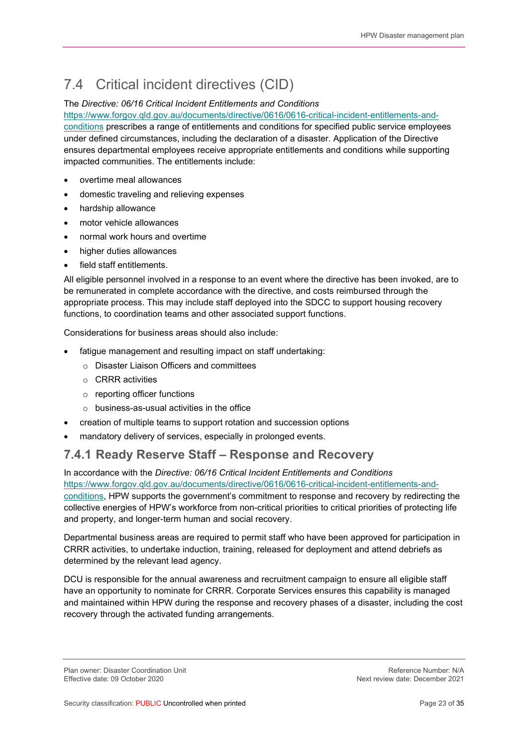## 7.4 Critical incident directives (CID)

The *Directive: 06/16 Critical Incident Entitlements and Conditions* https://www.forgov.qld.gov.au/documents/directive/0616/0616-critical-incident-entitlements-and-conditions prescribes a range of entitlements and conditions for specified public service employees under defined circumstances, including the declaration of a disaster. Application of the Directive ensures departmental employees receive appropriate entitlements and conditions while supporting impacted communities. The entitlements include:

- overtime meal allowances
- domestic traveling and relieving expenses
- hardship allowance
- motor vehicle allowances
- normal work hours and overtime
- higher duties allowances
- field staff entitlements.

All eligible personnel involved in a response to an event where the directive has been invoked, are to be remunerated in complete accordance with the directive, and costs reimbursed through the appropriate process. This may include staff deployed into the SDCC to support housing recovery functions, to coordination teams and other associated support functions.

Considerations for business areas should also include:

- fatigue management and resulting impact on staff undertaking:
  - Disaster Liaison Officers and committees
  - CRRR activities
  - reporting officer functions
  - business-as-usual activities in the office
- creation of multiple teams to support rotation and succession options
- mandatory delivery of services, especially in prolonged events.

### 7.4.1 Ready Reserve Staff – Response and Recovery

In accordance with the *Directive: 06/16 Critical Incident Entitlements and Conditions* https://www.forgov.qld.gov.au/documents/directive/0616/0616-critical-incident-entitlements-and-conditions, HPW supports the government's commitment to response and recovery by redirecting the collective energies of HPW's workforce from non-critical priorities to critical priorities of protecting life and property, and longer-term human and social recovery.

Departmental business areas are required to permit staff who have been approved for participation in CRRR activities, to undertake induction, training, released for deployment and attend debriefs as determined by the relevant lead agency.

DCU is responsible for the annual awareness and recruitment campaign to ensure all eligible staff have an opportunity to nominate for CRRR. Corporate Services ensures this capability is managed and maintained within HPW during the response and recovery phases of a disaster, including the cost recovery through the activated funding arrangements.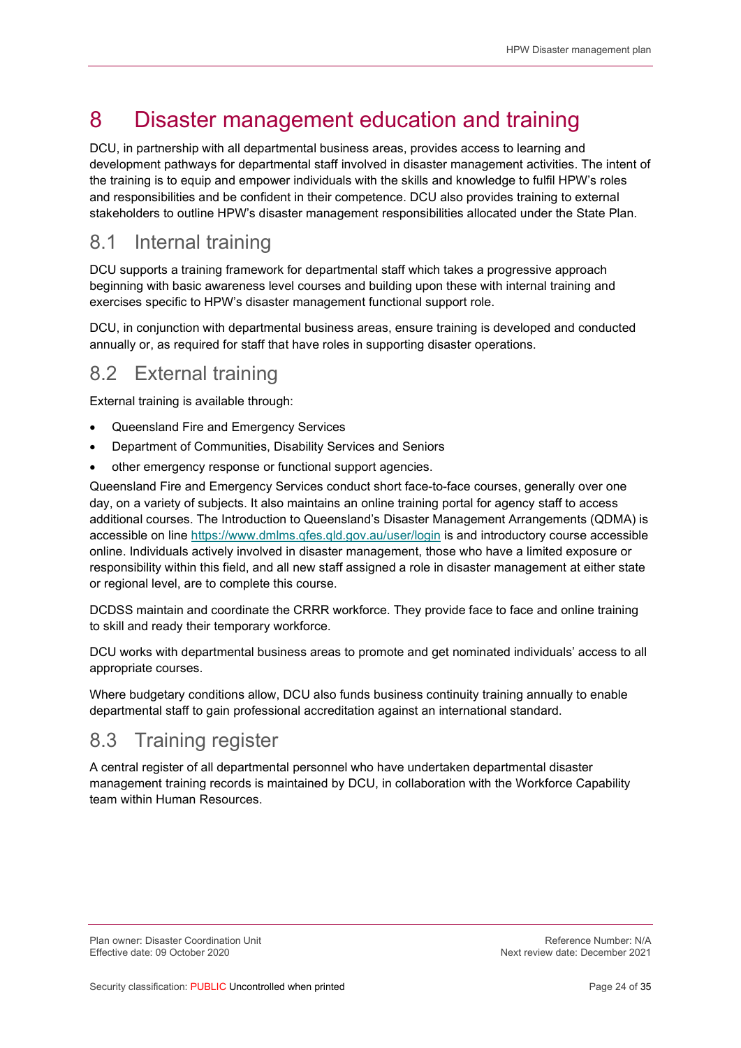# 8 Disaster management education and training

DCU, in partnership with all departmental business areas, provides access to learning and development pathways for departmental staff involved in disaster management activities. The intent of the training is to equip and empower individuals with the skills and knowledge to fulfil HPW's roles and responsibilities and be confident in their competence. DCU also provides training to external stakeholders to outline HPW's disaster management responsibilities allocated under the State Plan.

## 8.1 Internal training

DCU supports a training framework for departmental staff which takes a progressive approach beginning with basic awareness level courses and building upon these with internal training and exercises specific to HPW's disaster management functional support role.

DCU, in conjunction with departmental business areas, ensure training is developed and conducted annually or, as required for staff that have roles in supporting disaster operations.

## 8.2 External training

External training is available through:

- Queensland Fire and Emergency Services
- Department of Communities, Disability Services and Seniors
- other emergency response or functional support agencies.

Queensland Fire and Emergency Services conduct short face-to-face courses, generally over one day, on a variety of subjects. It also maintains an online training portal for agency staff to access additional courses. The Introduction to Queensland's Disaster Management Arrangements (QDMA) is accessible on line https://www.dmlms.qfes.qld.gov.au/user/login is and introductory course accessible online. Individuals actively involved in disaster management, those who have a limited exposure or responsibility within this field, and all new staff assigned a role in disaster management at either state or regional level, are to complete this course.

DCDSS maintain and coordinate the CRRR workforce. They provide face to face and online training to skill and ready their temporary workforce.

DCU works with departmental business areas to promote and get nominated individuals' access to all appropriate courses.

Where budgetary conditions allow, DCU also funds business continuity training annually to enable departmental staff to gain professional accreditation against an international standard.

## 8.3 Training register

A central register of all departmental personnel who have undertaken departmental disaster management training records is maintained by DCU, in collaboration with the Workforce Capability team within Human Resources.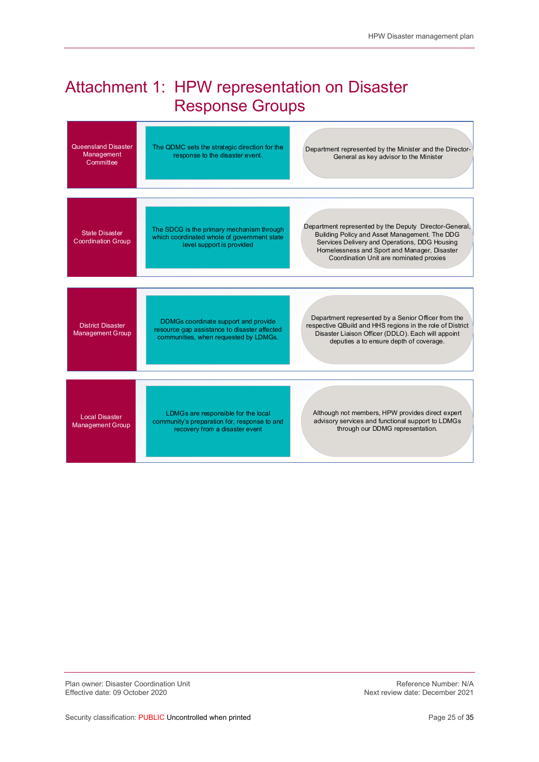# Attachment 1: HPW representation on Disaster Response Groups

| Group | Role | HPW representation |
|---|---|---|
| Queensland Disaster Management Committee | The QDMC sets the strategic direction for the response to the disaster event. | Department represented by the Minister and the Director-General as key advisor to the Minister |
| State Disaster Coordination Group | The SDCG is the primary mechanism through which coordinated whole of government state level support is provided | Department represented by the Deputy Director-General, Building Policy and Asset Management. The DDG Services Delivery and Operations, DDG Housing Homelessness and Sport and Manager, Disaster Coordination Unit are nominated proxies |
| District Disaster Management Group | DDMGs coordinate support and provide resource gap assistance to disaster affected communities, when requested by LDMGs. | Department represented by a Senior Officer from the respective QBuild and HHS regions in the role of District Disaster Liaison Officer (DDLO). Each will appoint deputies a to ensure depth of coverage. |
| Local Disaster Management Group | LDMGs are responsible for the local community's preparation for, response to and recovery from a disaster event | Although not members, HPW provides direct expert advisory services and functional support to LDMGs through our DDMG representation. |

Plan owner: Disaster Coordination Unit
Effective date: 09 October 2020

Reference Number: N/A
Next review date: December 2021

Security classification: PUBLIC Uncontrolled when printed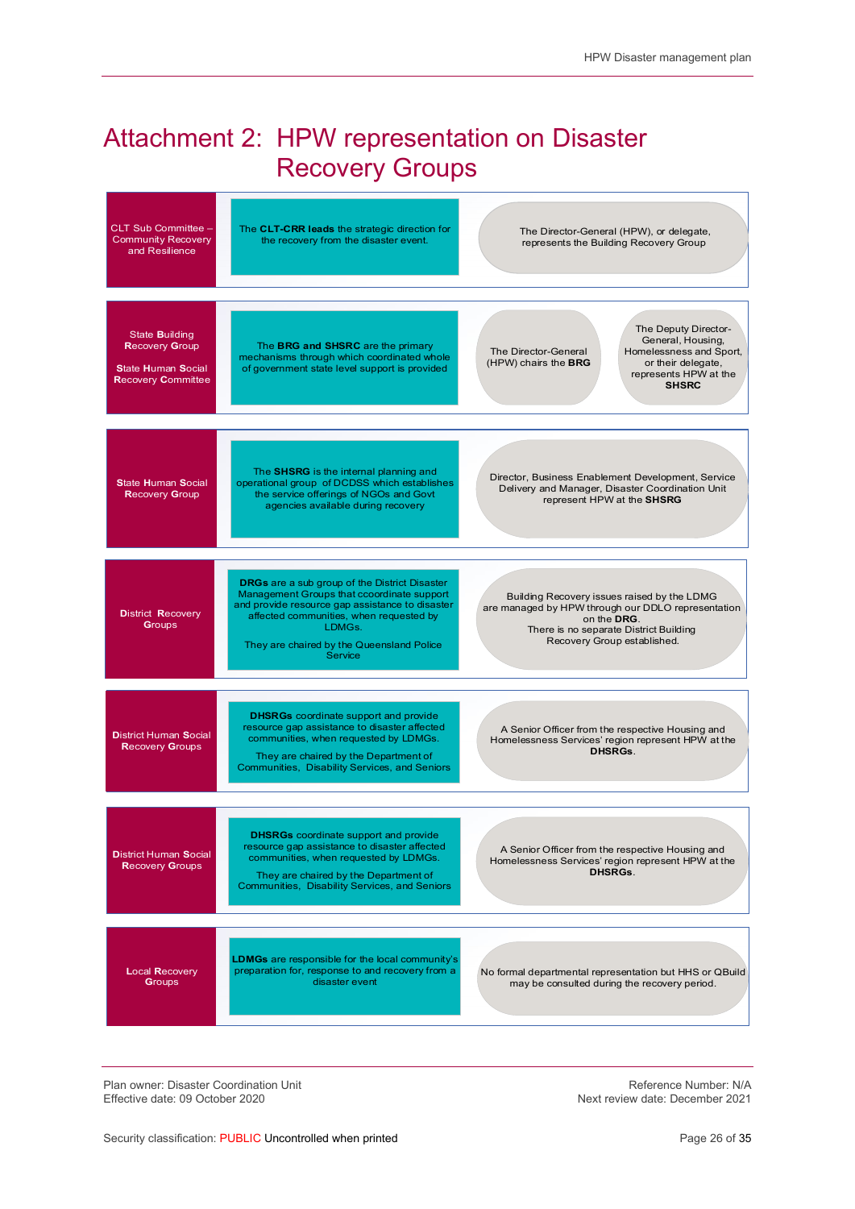# Attachment 2: HPW representation on Disaster Recovery Groups

| Group | Role | HPW representation |
|---|---|---|
| CLT Sub Committee – Community Recovery and Resilience | The **CLT-CRR leads** the strategic direction for the recovery from the disaster event. | The Director-General (HPW), or delegate, represents the Building Recovery Group |
| State Building Recovery Group<br><br>State Human Social Recovery Committee | The **BRG and SHSRC** are the primary mechanisms through which coordinated whole of government state level support is provided | The Director-General (HPW) chairs the **BRG**<br><br>The Deputy Director-General, Housing, Homelessness and Sport, or their delegate, represents HPW at the **SHSRC** |
| State Human Social Recovery Group | The **SHSRG** is the internal planning and operational group of DCDSS which establishes the service offerings of NGOs and Govt agencies available during recovery | Director, Business Enablement Development, Service Delivery and Manager, Disaster Coordination Unit represent HPW at the **SHSRG** |
| District Recovery Groups | **DRGs** are a sub group of the District Disaster Management Groups that ccoordinate support and provide resource gap assistance to disaster affected communities, when requested by LDMGs.<br><br>They are chaired by the Queensland Police Service | Building Recovery issues raised by the LDMG are managed by HPW through our DDLO representation on the **DRG**.<br>There is no separate District Building Recovery Group established. |
| District Human Social Recovery Groups | **DHSRGs** coordinate support and provide resource gap assistance to disaster affected communities, when requested by LDMGs.<br><br>They are chaired by the Department of Communities, Disability Services, and Seniors | A Senior Officer from the respective Housing and Homelessness Services' region represent HPW at the **DHSRGs**. |
| District Human Social Recovery Groups | **DHSRGs** coordinate support and provide resource gap assistance to disaster affected communities, when requested by LDMGs.<br><br>They are chaired by the Department of Communities, Disability Services, and Seniors | A Senior Officer from the respective Housing and Homelessness Services' region represent HPW at the **DHSRGs**. |
| Local Recovery Groups | **LDMGs** are responsible for the local community's preparation for, response to and recovery from a disaster event | No formal departmental representation but HHS or QBuild may be consulted during the recovery period. |

Plan owner: Disaster Coordination Unit
Effective date: 09 October 2020

Reference Number: N/A
Next review date: December 2021

Security classification: PUBLIC Uncontrolled when printed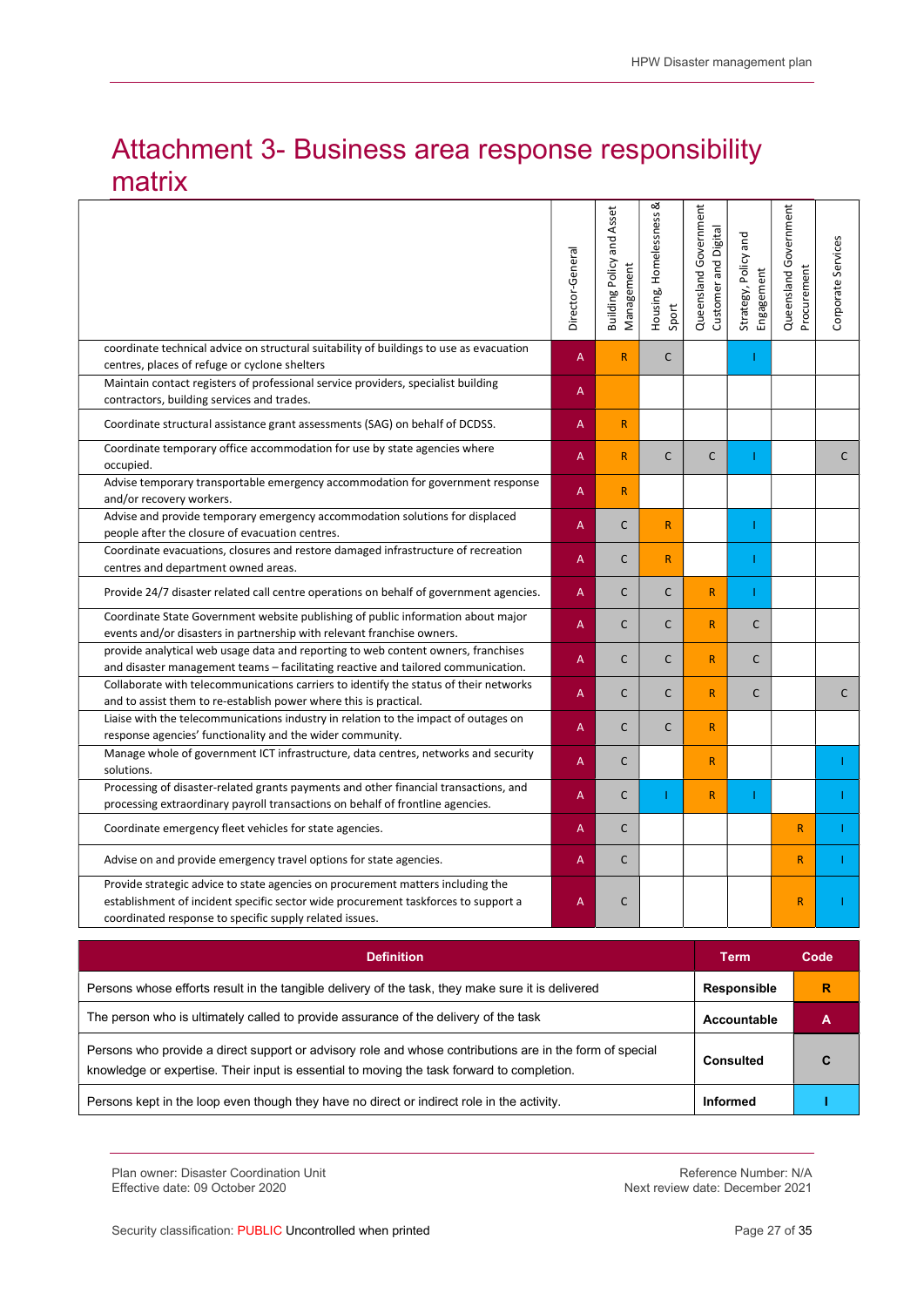# Attachment 3- Business area response responsibility matrix

| | Director-General | Building Policy and Asset Management | Housing, Homelessness & Sport | Queensland Government Customer and Digital | Strategy, Policy and Engagement | Queensland Government Procurement | Corporate Services |
|---|---|---|---|---|---|---|---|
| coordinate technical advice on structural suitability of buildings to use as evacuation centres, places of refuge or cyclone shelters | A | R | C | | I | | |
| Maintain contact registers of professional service providers, specialist building contractors, building services and trades. | A | | | | | | |
| Coordinate structural assistance grant assessments (SAG) on behalf of DCDSS. | A | R | | | | | |
| Coordinate temporary office accommodation for use by state agencies where occupied. | A | R | C | C | I | | C |
| Advise temporary transportable emergency accommodation for government response and/or recovery workers. | A | R | | | | | |
| Advise and provide temporary emergency accommodation solutions for displaced people after the closure of evacuation centres. | A | C | R | | I | | |
| Coordinate evacuations, closures and restore damaged infrastructure of recreation centres and department owned areas. | A | C | R | | I | | |
| Provide 24/7 disaster related call centre operations on behalf of government agencies. | A | C | C | R | I | | |
| Coordinate State Government website publishing of public information about major events and/or disasters in partnership with relevant franchise owners. | A | C | C | R | C | | |
| provide analytical web usage data and reporting to web content owners, franchises and disaster management teams – facilitating reactive and tailored communication. | A | C | C | R | C | | |
| Collaborate with telecommunications carriers to identify the status of their networks and to assist them to re-establish power where this is practical. | A | C | C | R | C | | C |
| Liaise with the telecommunications industry in relation to the impact of outages on response agencies' functionality and the wider community. | A | C | C | R | | | |
| Manage whole of government ICT infrastructure, data centres, networks and security solutions. | A | C | | R | | | I |
| Processing of disaster-related grants payments and other financial transactions, and processing extraordinary payroll transactions on behalf of frontline agencies. | A | C | I | R | I | | I |
| Coordinate emergency fleet vehicles for state agencies. | A | C | | | | R | I |
| Advise on and provide emergency travel options for state agencies. | A | C | | | | R | I |
| Provide strategic advice to state agencies on procurement matters including the establishment of incident specific sector wide procurement taskforces to support a coordinated response to specific supply related issues. | A | C | | | | R | I |

| Definition | Term | Code |
|---|---|---|
| Persons whose efforts result in the tangible delivery of the task, they make sure it is delivered | **Responsible** | **R** |
| The person who is ultimately called to provide assurance of the delivery of the task | **Accountable** | **A** |
| Persons who provide a direct support or advisory role and whose contributions are in the form of special knowledge or expertise. Their input is essential to moving the task forward to completion. | **Consulted** | **C** |
| Persons kept in the loop even though they have no direct or indirect role in the activity. | **Informed** | **I** |

Plan owner: Disaster Coordination Unit
Effective date: 09 October 2020

Reference Number: N/A
Next review date: December 2021

Security classification: PUBLIC Uncontrolled when printed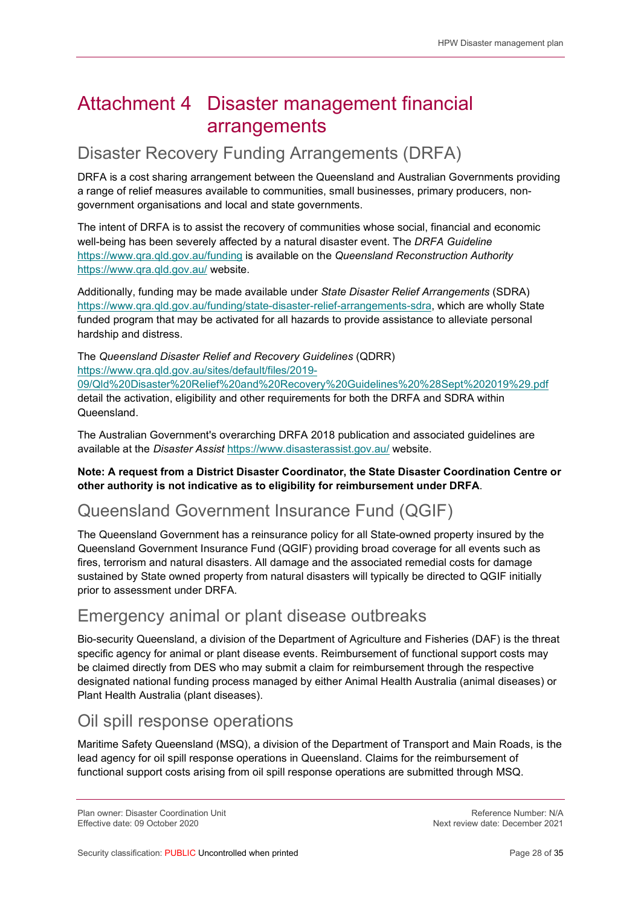# Attachment 4 Disaster management financial arrangements

## Disaster Recovery Funding Arrangements (DRFA)

DRFA is a cost sharing arrangement between the Queensland and Australian Governments providing a range of relief measures available to communities, small businesses, primary producers, non-government organisations and local and state governments.

The intent of DRFA is to assist the recovery of communities whose social, financial and economic well-being has been severely affected by a natural disaster event. The *DRFA Guideline* https://www.qra.qld.gov.au/funding is available on the *Queensland Reconstruction Authority* https://www.qra.qld.gov.au/ website.

Additionally, funding may be made available under *State Disaster Relief Arrangements* (SDRA) https://www.qra.qld.gov.au/funding/state-disaster-relief-arrangements-sdra, which are wholly State funded program that may be activated for all hazards to provide assistance to alleviate personal hardship and distress.

The *Queensland Disaster Relief and Recovery Guidelines* (QDRR) https://www.qra.qld.gov.au/sites/default/files/2019-09/Qld%20Disaster%20Relief%20and%20Recovery%20Guidelines%20%28Sept%202019%29.pdf detail the activation, eligibility and other requirements for both the DRFA and SDRA within Queensland.

The Australian Government's overarching DRFA 2018 publication and associated guidelines are available at the *Disaster Assist* https://www.disasterassist.gov.au/ website.

**Note: A request from a District Disaster Coordinator, the State Disaster Coordination Centre or other authority is not indicative as to eligibility for reimbursement under DRFA**.

## Queensland Government Insurance Fund (QGIF)

The Queensland Government has a reinsurance policy for all State-owned property insured by the Queensland Government Insurance Fund (QGIF) providing broad coverage for all events such as fires, terrorism and natural disasters. All damage and the associated remedial costs for damage sustained by State owned property from natural disasters will typically be directed to QGIF initially prior to assessment under DRFA.

## Emergency animal or plant disease outbreaks

Bio-security Queensland, a division of the Department of Agriculture and Fisheries (DAF) is the threat specific agency for animal or plant disease events. Reimbursement of functional support costs may be claimed directly from DES who may submit a claim for reimbursement through the respective designated national funding process managed by either Animal Health Australia (animal diseases) or Plant Health Australia (plant diseases).

## Oil spill response operations

Maritime Safety Queensland (MSQ), a division of the Department of Transport and Main Roads, is the lead agency for oil spill response operations in Queensland. Claims for the reimbursement of functional support costs arising from oil spill response operations are submitted through MSQ.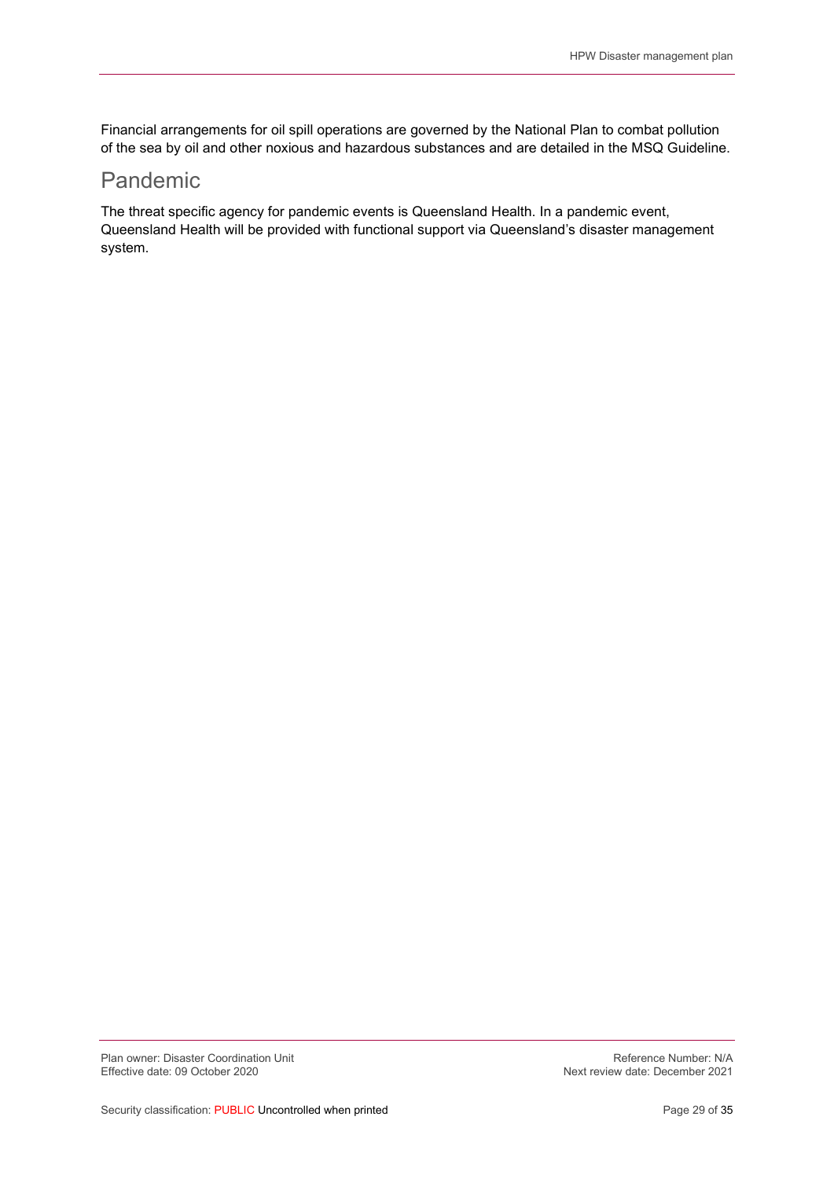Financial arrangements for oil spill operations are governed by the National Plan to combat pollution of the sea by oil and other noxious and hazardous substances and are detailed in the MSQ Guideline.

## Pandemic

The threat specific agency for pandemic events is Queensland Health. In a pandemic event, Queensland Health will be provided with functional support via Queensland's disaster management system.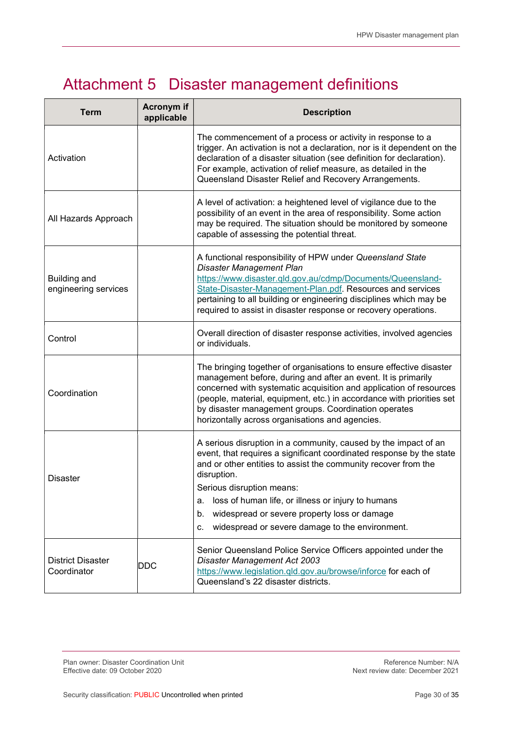# Attachment 5 Disaster management definitions

| Term | Acronym if applicable | Description |
|---|---|---|
| Activation | | The commencement of a process or activity in response to a trigger. An activation is not a declaration, nor is it dependent on the declaration of a disaster situation (see definition for declaration). For example, activation of relief measure, as detailed in the Queensland Disaster Relief and Recovery Arrangements. |
| All Hazards Approach | | A level of activation: a heightened level of vigilance due to the possibility of an event in the area of responsibility. Some action may be required. The situation should be monitored by someone capable of assessing the potential threat. |
| Building and engineering services | | A functional responsibility of HPW under *Queensland State Disaster Management Plan* [https://www.disaster.qld.gov.au/cdmp/Documents/Queensland-State-Disaster-Management-Plan.pdf](https://www.disaster.qld.gov.au/cdmp/Documents/Queensland-State-Disaster-Management-Plan.pdf). Resources and services pertaining to all building or engineering disciplines which may be required to assist in disaster response or recovery operations. |
| Control | | Overall direction of disaster response activities, involved agencies or individuals. |
| Coordination | | The bringing together of organisations to ensure effective disaster management before, during and after an event. It is primarily concerned with systematic acquisition and application of resources (people, material, equipment, etc.) in accordance with priorities set by disaster management groups. Coordination operates horizontally across organisations and agencies. |
| Disaster | | A serious disruption in a community, caused by the impact of an event, that requires a significant coordinated response by the state and or other entities to assist the community recover from the disruption.<br>Serious disruption means:<br>a. loss of human life, or illness or injury to humans<br>b. widespread or severe property loss or damage<br>c. widespread or severe damage to the environment. |
| District Disaster Coordinator | DDC | Senior Queensland Police Service Officers appointed under the *Disaster Management Act 2003* [https://www.legislation.qld.gov.au/browse/inforce](https://www.legislation.qld.gov.au/browse/inforce) for each of Queensland's 22 disaster districts. |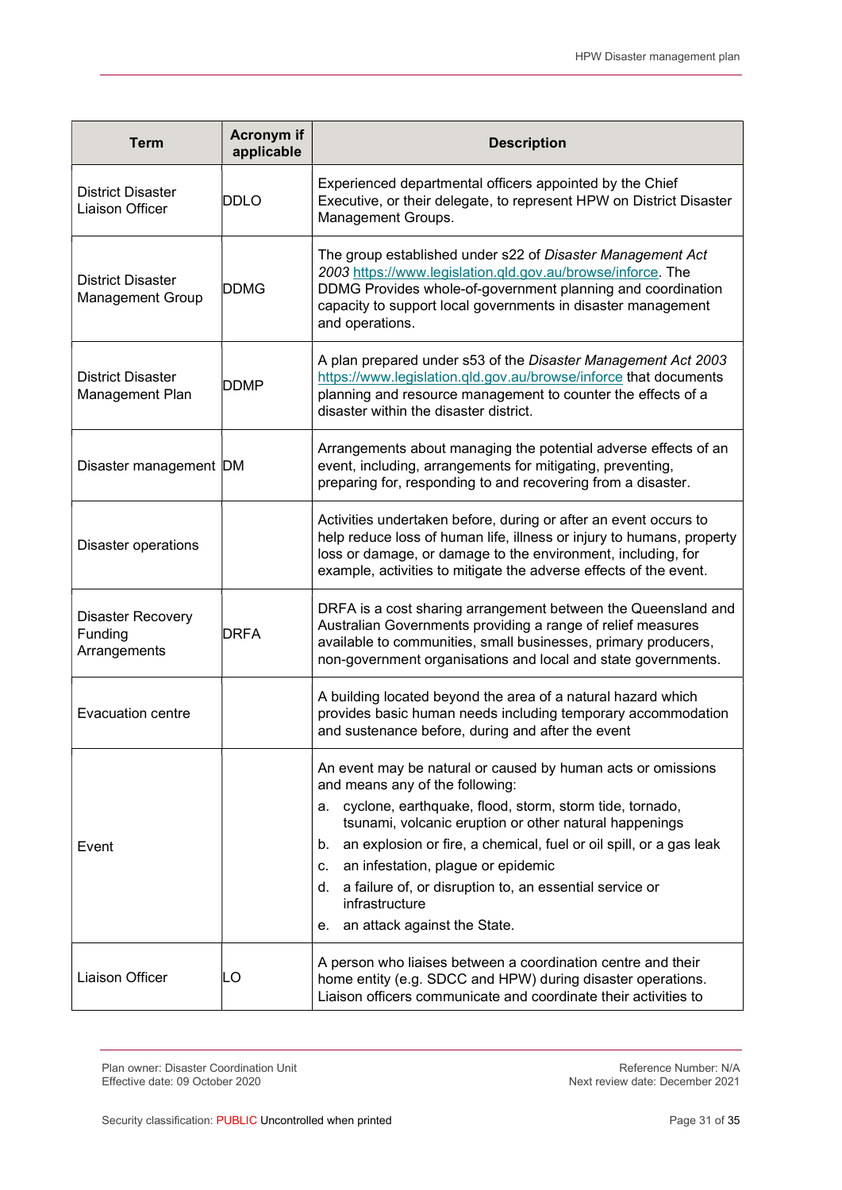| Term | Acronym if applicable | Description |
|---|---|---|
| District Disaster Liaison Officer | DDLO | Experienced departmental officers appointed by the Chief Executive, or their delegate, to represent HPW on District Disaster Management Groups. |
| District Disaster Management Group | DDMG | The group established under s22 of *Disaster Management Act 2003* https://www.legislation.qld.gov.au/browse/inforce. The DDMG Provides whole-of-government planning and coordination capacity to support local governments in disaster management and operations. |
| District Disaster Management Plan | DDMP | A plan prepared under s53 of the *Disaster Management Act 2003* https://www.legislation.qld.gov.au/browse/inforce that documents planning and resource management to counter the effects of a disaster within the disaster district. |
| Disaster management | DM | Arrangements about managing the potential adverse effects of an event, including, arrangements for mitigating, preventing, preparing for, responding to and recovering from a disaster. |
| Disaster operations | | Activities undertaken before, during or after an event occurs to help reduce loss of human life, illness or injury to humans, property loss or damage, or damage to the environment, including, for example, activities to mitigate the adverse effects of the event. |
| Disaster Recovery Funding Arrangements | DRFA | DRFA is a cost sharing arrangement between the Queensland and Australian Governments providing a range of relief measures available to communities, small businesses, primary producers, non-government organisations and local and state governments. |
| Evacuation centre | | A building located beyond the area of a natural hazard which provides basic human needs including temporary accommodation and sustenance before, during and after the event |
| Event | | An event may be natural or caused by human acts or omissions and means any of the following:<br>a. cyclone, earthquake, flood, storm, storm tide, tornado, tsunami, volcanic eruption or other natural happenings<br>b. an explosion or fire, a chemical, fuel or oil spill, or a gas leak<br>c. an infestation, plague or epidemic<br>d. a failure of, or disruption to, an essential service or infrastructure<br>e. an attack against the State. |
| Liaison Officer | LO | A person who liaises between a coordination centre and their home entity (e.g. SDCC and HPW) during disaster operations. Liaison officers communicate and coordinate their activities to |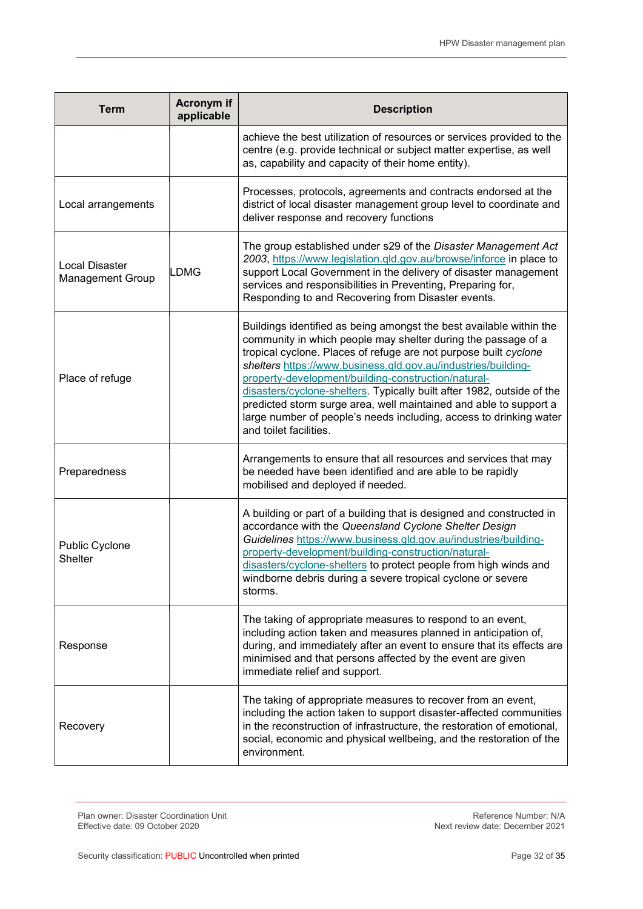| Term | Acronym if applicable | Description |
|---|---|---|
| | | achieve the best utilization of resources or services provided to the centre (e.g. provide technical or subject matter expertise, as well as, capability and capacity of their home entity). |
| Local arrangements | | Processes, protocols, agreements and contracts endorsed at the district of local disaster management group level to coordinate and deliver response and recovery functions |
| Local Disaster Management Group | LDMG | The group established under s29 of the *Disaster Management Act 2003*, https://www.legislation.qld.gov.au/browse/inforce in place to support Local Government in the delivery of disaster management services and responsibilities in Preventing, Preparing for, Responding to and Recovering from Disaster events. |
| Place of refuge | | Buildings identified as being amongst the best available within the community in which people may shelter during the passage of a tropical cyclone. Places of refuge are not purpose built *cyclone shelters* https://www.business.qld.gov.au/industries/building-property-development/building-construction/natural-disasters/cyclone-shelters. Typically built after 1982, outside of the predicted storm surge area, well maintained and able to support a large number of people's needs including, access to drinking water and toilet facilities. |
| Preparedness | | Arrangements to ensure that all resources and services that may be needed have been identified and are able to be rapidly mobilised and deployed if needed. |
| Public Cyclone Shelter | | A building or part of a building that is designed and constructed in accordance with the *Queensland Cyclone Shelter Design Guidelines* https://www.business.qld.gov.au/industries/building-property-development/building-construction/natural-disasters/cyclone-shelters to protect people from high winds and windborne debris during a severe tropical cyclone or severe storms. |
| Response | | The taking of appropriate measures to respond to an event, including action taken and measures planned in anticipation of, during, and immediately after an event to ensure that its effects are minimised and that persons affected by the event are given immediate relief and support. |
| Recovery | | The taking of appropriate measures to recover from an event, including the action taken to support disaster-affected communities in the reconstruction of infrastructure, the restoration of emotional, social, economic and physical wellbeing, and the restoration of the environment. |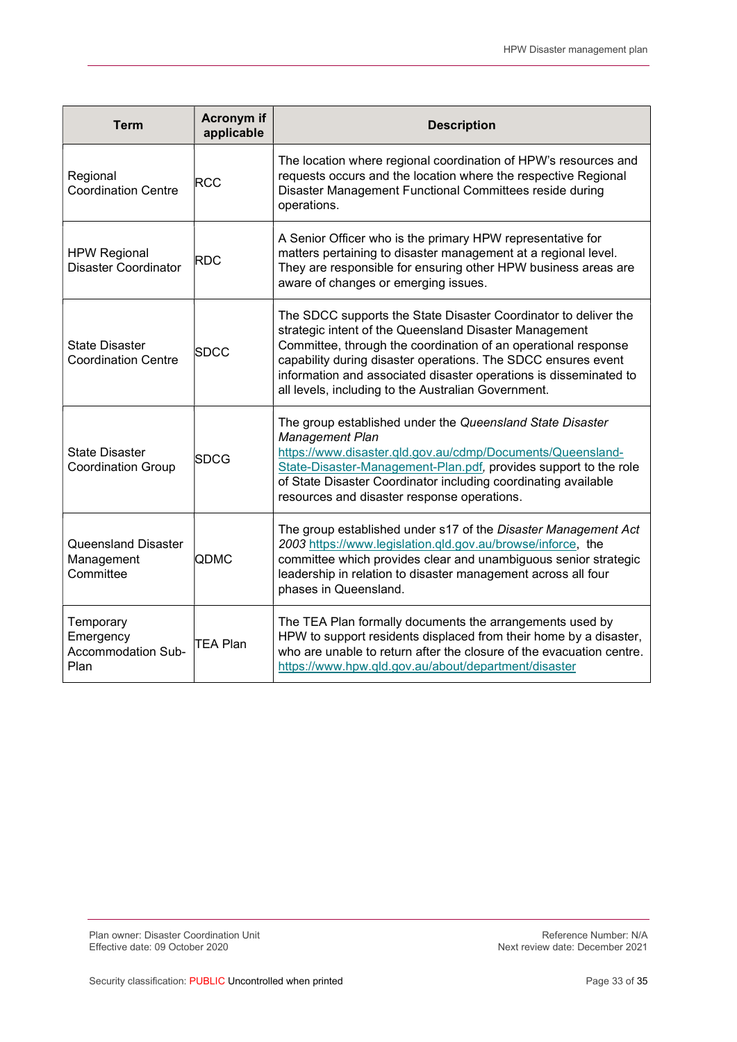| Term | Acronym if applicable | Description |
|---|---|---|
| Regional Coordination Centre | RCC | The location where regional coordination of HPW's resources and requests occurs and the location where the respective Regional Disaster Management Functional Committees reside during operations. |
| HPW Regional Disaster Coordinator | RDC | A Senior Officer who is the primary HPW representative for matters pertaining to disaster management at a regional level. They are responsible for ensuring other HPW business areas are aware of changes or emerging issues. |
| State Disaster Coordination Centre | SDCC | The SDCC supports the State Disaster Coordinator to deliver the strategic intent of the Queensland Disaster Management Committee, through the coordination of an operational response capability during disaster operations. The SDCC ensures event information and associated disaster operations is disseminated to all levels, including to the Australian Government. |
| State Disaster Coordination Group | SDCG | The group established under the *Queensland State Disaster Management Plan* https://www.disaster.qld.gov.au/cdmp/Documents/Queensland-State-Disaster-Management-Plan.pdf*,* provides support to the role of State Disaster Coordinator including coordinating available resources and disaster response operations. |
| Queensland Disaster Management Committee | QDMC | The group established under s17 of the *Disaster Management Act 2003* https://www.legislation.qld.gov.au/browse/inforce, the committee which provides clear and unambiguous senior strategic leadership in relation to disaster management across all four phases in Queensland. |
| Temporary Emergency Accommodation Sub-Plan | TEA Plan | The TEA Plan formally documents the arrangements used by HPW to support residents displaced from their home by a disaster, who are unable to return after the closure of the evacuation centre. https://www.hpw.qld.gov.au/about/department/disaster |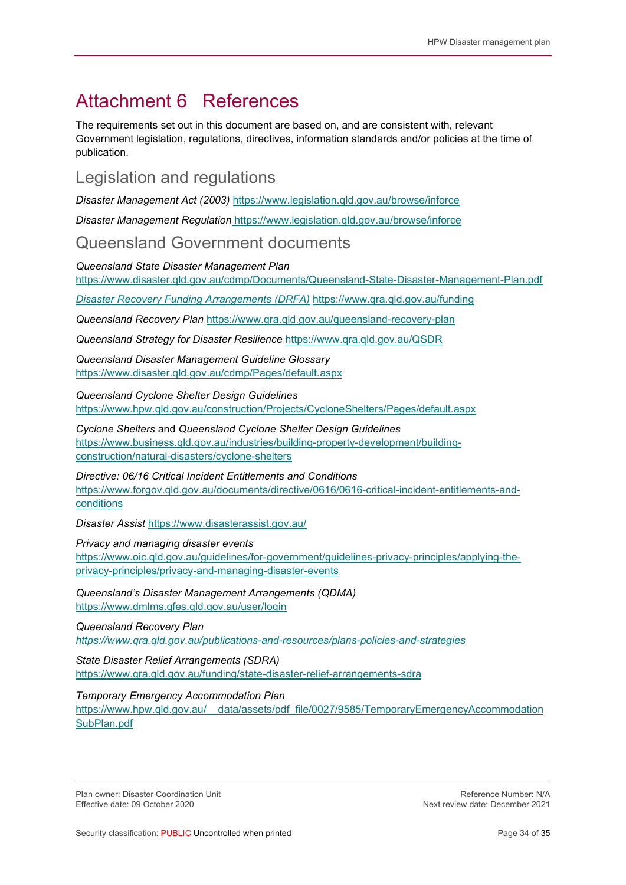# Attachment 6 References

The requirements set out in this document are based on, and are consistent with, relevant Government legislation, regulations, directives, information standards and/or policies at the time of publication.

## Legislation and regulations

*Disaster Management Act (2003)* https://www.legislation.qld.gov.au/browse/inforce

*Disaster Management Regulation* https://www.legislation.qld.gov.au/browse/inforce

## Queensland Government documents

*Queensland State Disaster Management Plan*
https://www.disaster.qld.gov.au/cdmp/Documents/Queensland-State-Disaster-Management-Plan.pdf

*Disaster Recovery Funding Arrangements (DRFA)* https://www.qra.qld.gov.au/funding

*Queensland Recovery Plan* https://www.qra.qld.gov.au/queensland-recovery-plan

*Queensland Strategy for Disaster Resilience* https://www.qra.qld.gov.au/QSDR

*Queensland Disaster Management Guideline Glossary*
https://www.disaster.qld.gov.au/cdmp/Pages/default.aspx

*Queensland Cyclone Shelter Design Guidelines*
https://www.hpw.qld.gov.au/construction/Projects/CycloneShelters/Pages/default.aspx

*Cyclone Shelters* and *Queensland Cyclone Shelter Design Guidelines*
https://www.business.qld.gov.au/industries/building-property-development/building-construction/natural-disasters/cyclone-shelters

*Directive: 06/16 Critical Incident Entitlements and Conditions*
https://www.forgov.qld.gov.au/documents/directive/0616/0616-critical-incident-entitlements-and-conditions

*Disaster Assist* https://www.disasterassist.gov.au/

*Privacy and managing disaster events*
https://www.oic.qld.gov.au/guidelines/for-government/guidelines-privacy-principles/applying-the-privacy-principles/privacy-and-managing-disaster-events

*Queensland's Disaster Management Arrangements (QDMA)*
https://www.dmlms.qfes.qld.gov.au/user/login

*Queensland Recovery Plan*
*https://www.qra.qld.gov.au/publications-and-resources/plans-policies-and-strategies*

*State Disaster Relief Arrangements (SDRA)*
https://www.qra.qld.gov.au/funding/state-disaster-relief-arrangements-sdra

*Temporary Emergency Accommodation Plan*
https://www.hpw.qld.gov.au/__data/assets/pdf_file/0027/9585/TemporaryEmergencyAccommodationSubPlan.pdf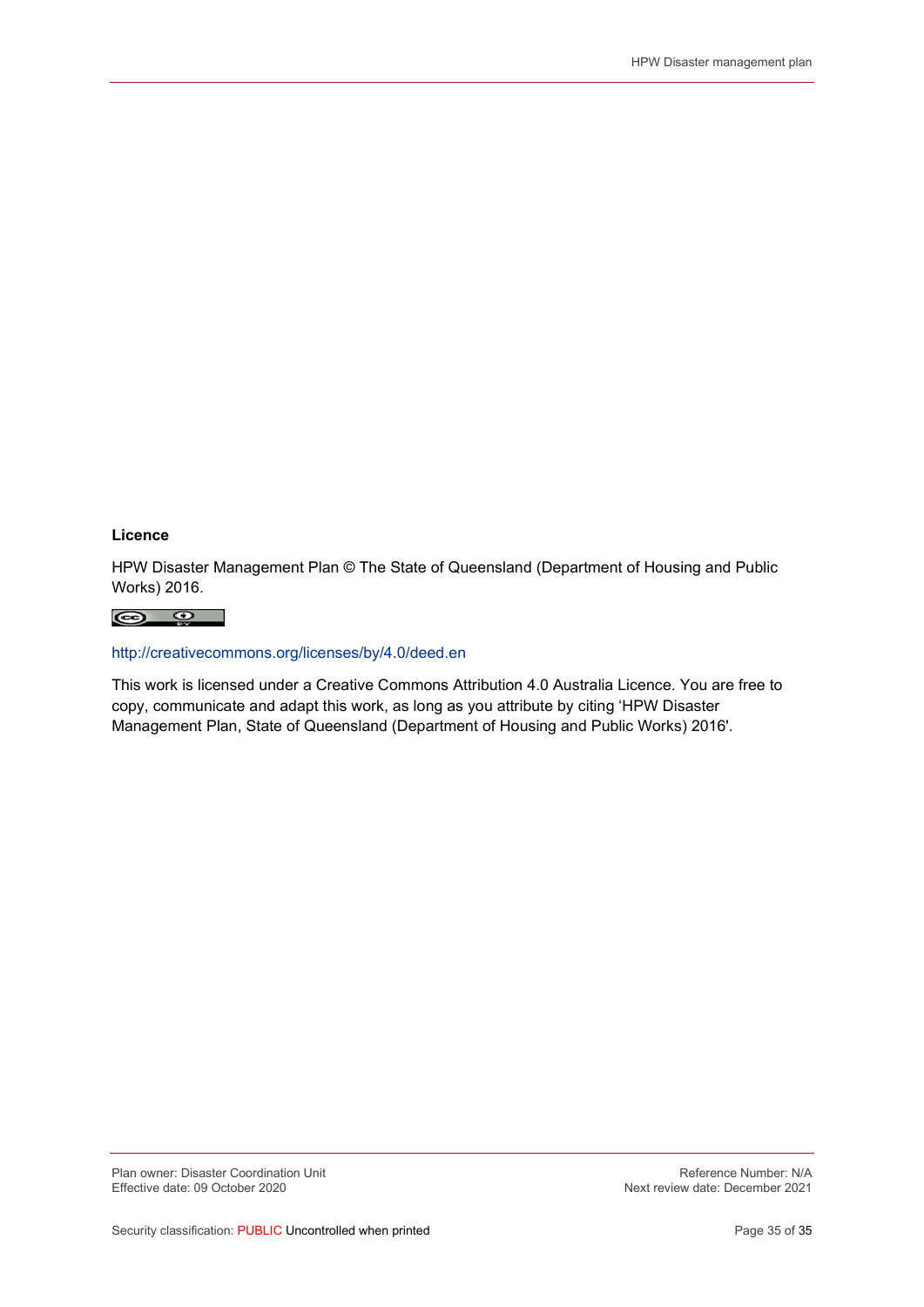**Licence**

HPW Disaster Management Plan © The State of Queensland (Department of Housing and Public Works) 2016.

http://creativecommons.org/licenses/by/4.0/deed.en

This work is licensed under a Creative Commons Attribution 4.0 Australia Licence. You are free to copy, communicate and adapt this work, as long as you attribute by citing 'HPW Disaster Management Plan, State of Queensland (Department of Housing and Public Works) 2016'.